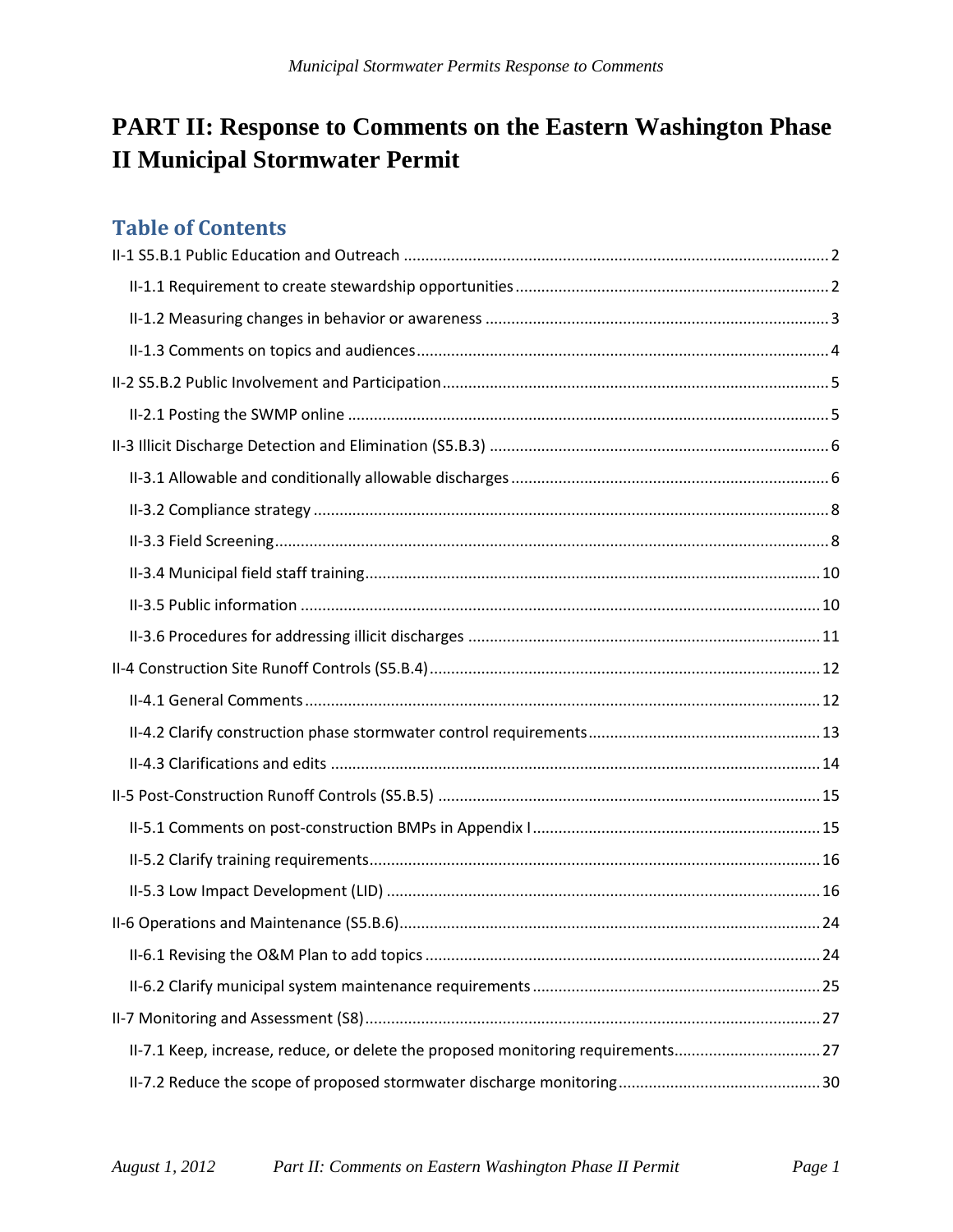# PART II: Response to Comments on the Eastern Washington Phase II Municipal Stormwater Permit

## Table of Contents

II-1 S5.B.1 Public Education and Outreach ..... 2

- II-1.1 Requirement to create stewardship opportunities ..... 2
- II-1.2 Measuring changes in behavior or awareness ..... 3
- II-1.3 Comments on topics and audiences ..... 4

II-2 S5.B.2 Public Involvement and Participation ..... 5

- II-2.1 Posting the SWMP online ..... 5

II-3 Illicit Discharge Detection and Elimination (S5.B.3) ..... 6

- II-3.1 Allowable and conditionally allowable discharges ..... 6
- II-3.2 Compliance strategy ..... 8
- II-3.3 Field Screening ..... 8
- II-3.4 Municipal field staff training ..... 10
- II-3.5 Public information ..... 10
- II-3.6 Procedures for addressing illicit discharges ..... 11

II-4 Construction Site Runoff Controls (S5.B.4) ..... 12

- II-4.1 General Comments ..... 12
- II-4.2 Clarify construction phase stormwater control requirements ..... 13
- II-4.3 Clarifications and edits ..... 14

II-5 Post-Construction Runoff Controls (S5.B.5) ..... 15

- II-5.1 Comments on post-construction BMPs in Appendix I ..... 15
- II-5.2 Clarify training requirements ..... 16
- II-5.3 Low Impact Development (LID) ..... 16

II-6 Operations and Maintenance (S5.B.6) ..... 24

- II-6.1 Revising the O&M Plan to add topics ..... 24
- II-6.2 Clarify municipal system maintenance requirements ..... 25

II-7 Monitoring and Assessment (S8) ..... 27

- II-7.1 Keep, increase, reduce, or delete the proposed monitoring requirements ..... 27
- II-7.2 Reduce the scope of proposed stormwater discharge monitoring ..... 30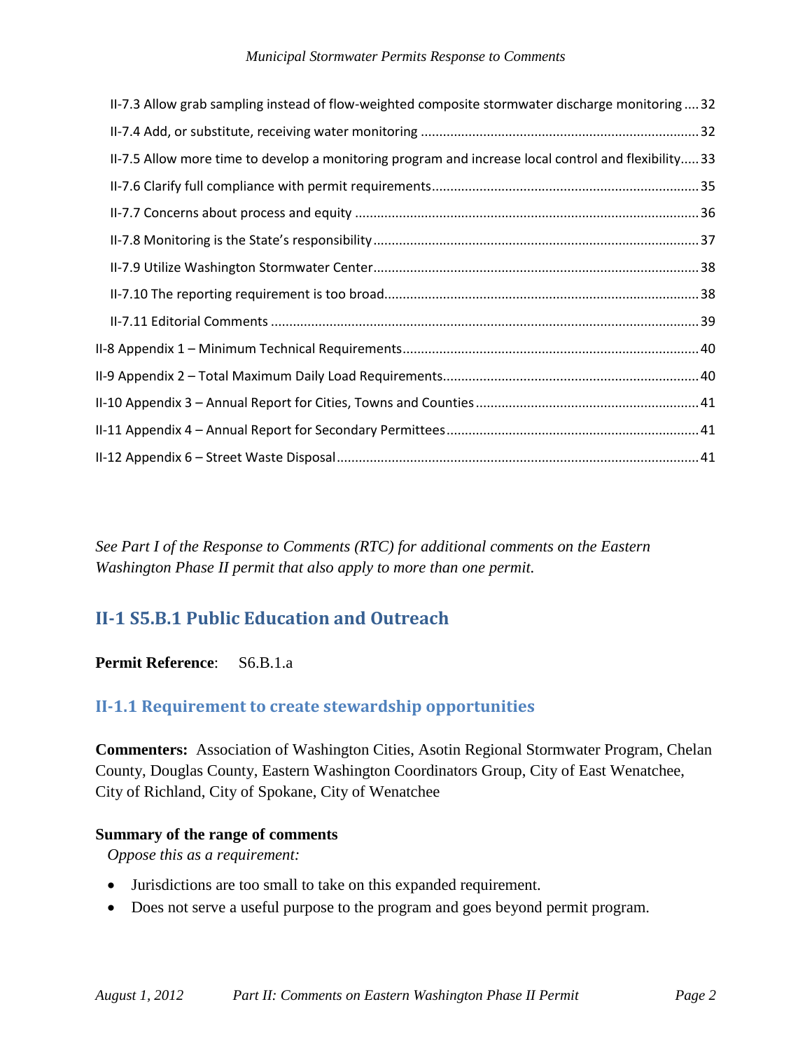II-7.3 Allow grab sampling instead of flow-weighted composite stormwater discharge monitoring .... 32

II-7.4 Add, or substitute, receiving water monitoring ........................................................................... 32

II-7.5 Allow more time to develop a monitoring program and increase local control and flexibility..... 33

II-7.6 Clarify full compliance with permit requirements........................................................................ 35

II-7.7 Concerns about process and equity ............................................................................................. 36

II-7.8 Monitoring is the State's responsibility........................................................................................ 37

II-7.9 Utilize Washington Stormwater Center........................................................................................ 38

II-7.10 The reporting requirement is too broad..................................................................................... 38

II-7.11 Editorial Comments .................................................................................................................... 39

II-8 Appendix 1 – Minimum Technical Requirements................................................................................ 40

II-9 Appendix 2 – Total Maximum Daily Load Requirements..................................................................... 40

II-10 Appendix 3 – Annual Report for Cities, Towns and Counties ............................................................ 41

II-11 Appendix 4 – Annual Report for Secondary Permittees.................................................................... 41

II-12 Appendix 6 – Street Waste Disposal.................................................................................................. 41

*See Part I of the Response to Comments (RTC) for additional comments on the Eastern Washington Phase II permit that also apply to more than one permit.*

## II-1 S5.B.1 Public Education and Outreach

**Permit Reference**: S6.B.1.a

### II-1.1 Requirement to create stewardship opportunities

**Commenters:** Association of Washington Cities, Asotin Regional Stormwater Program, Chelan County, Douglas County, Eastern Washington Coordinators Group, City of East Wenatchee, City of Richland, City of Spokane, City of Wenatchee

**Summary of the range of comments**

*Oppose this as a requirement:*

- Jurisdictions are too small to take on this expanded requirement.
- Does not serve a useful purpose to the program and goes beyond permit program.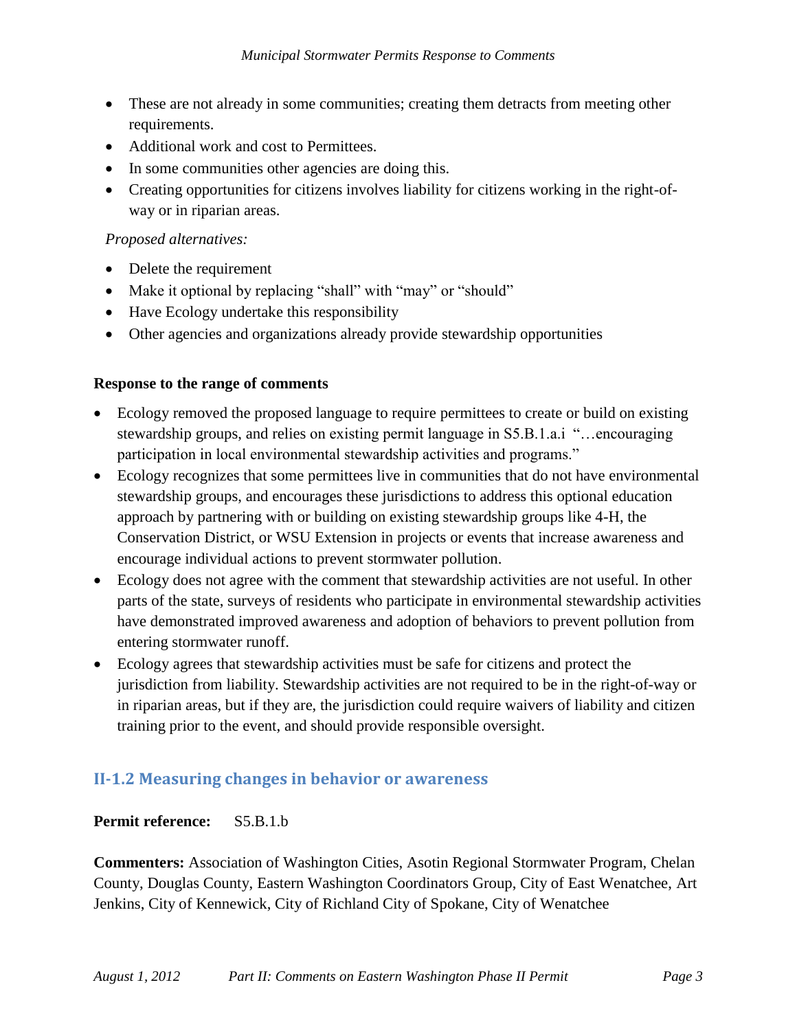- These are not already in some communities; creating them detracts from meeting other requirements.
- Additional work and cost to Permittees.
- In some communities other agencies are doing this.
- Creating opportunities for citizens involves liability for citizens working in the right-of-way or in riparian areas.

*Proposed alternatives:*

- Delete the requirement
- Make it optional by replacing "shall" with "may" or "should"
- Have Ecology undertake this responsibility
- Other agencies and organizations already provide stewardship opportunities

**Response to the range of comments**

- Ecology removed the proposed language to require permittees to create or build on existing stewardship groups, and relies on existing permit language in S5.B.1.a.i "…encouraging participation in local environmental stewardship activities and programs."
- Ecology recognizes that some permittees live in communities that do not have environmental stewardship groups, and encourages these jurisdictions to address this optional education approach by partnering with or building on existing stewardship groups like 4-H, the Conservation District, or WSU Extension in projects or events that increase awareness and encourage individual actions to prevent stormwater pollution.
- Ecology does not agree with the comment that stewardship activities are not useful. In other parts of the state, surveys of residents who participate in environmental stewardship activities have demonstrated improved awareness and adoption of behaviors to prevent pollution from entering stormwater runoff.
- Ecology agrees that stewardship activities must be safe for citizens and protect the jurisdiction from liability. Stewardship activities are not required to be in the right-of-way or in riparian areas, but if they are, the jurisdiction could require waivers of liability and citizen training prior to the event, and should provide responsible oversight.

## II-1.2 Measuring changes in behavior or awareness

**Permit reference:** S5.B.1.b

**Commenters:** Association of Washington Cities, Asotin Regional Stormwater Program, Chelan County, Douglas County, Eastern Washington Coordinators Group, City of East Wenatchee, Art Jenkins, City of Kennewick, City of Richland City of Spokane, City of Wenatchee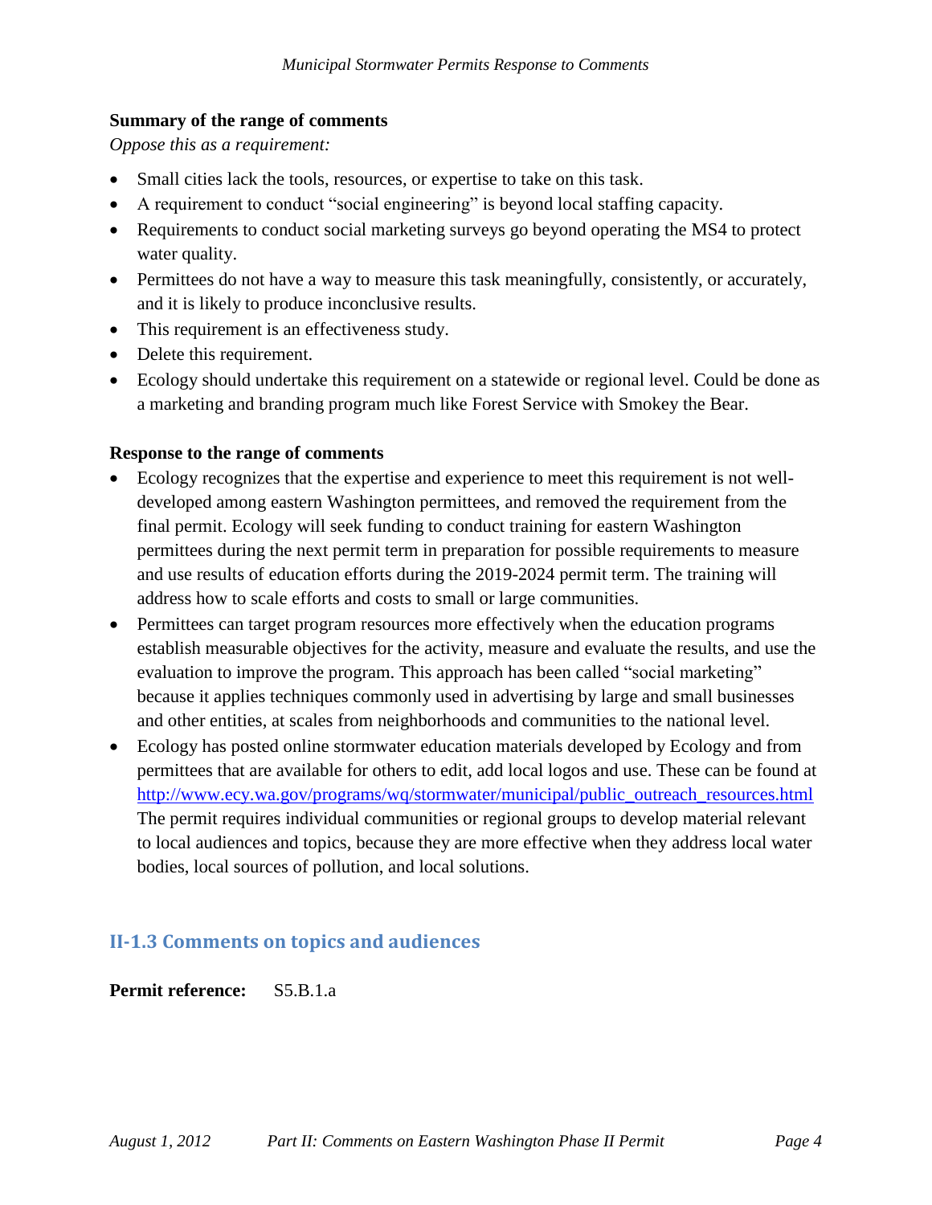**Summary of the range of comments**

*Oppose this as a requirement:*

- Small cities lack the tools, resources, or expertise to take on this task.
- A requirement to conduct "social engineering" is beyond local staffing capacity.
- Requirements to conduct social marketing surveys go beyond operating the MS4 to protect water quality.
- Permittees do not have a way to measure this task meaningfully, consistently, or accurately, and it is likely to produce inconclusive results.
- This requirement is an effectiveness study.
- Delete this requirement.
- Ecology should undertake this requirement on a statewide or regional level. Could be done as a marketing and branding program much like Forest Service with Smokey the Bear.

**Response to the range of comments**

- Ecology recognizes that the expertise and experience to meet this requirement is not well-developed among eastern Washington permittees, and removed the requirement from the final permit. Ecology will seek funding to conduct training for eastern Washington permittees during the next permit term in preparation for possible requirements to measure and use results of education efforts during the 2019-2024 permit term. The training will address how to scale efforts and costs to small or large communities.
- Permittees can target program resources more effectively when the education programs establish measurable objectives for the activity, measure and evaluate the results, and use the evaluation to improve the program. This approach has been called "social marketing" because it applies techniques commonly used in advertising by large and small businesses and other entities, at scales from neighborhoods and communities to the national level.
- Ecology has posted online stormwater education materials developed by Ecology and from permittees that are available for others to edit, add local logos and use. These can be found at http://www.ecy.wa.gov/programs/wq/stormwater/municipal/public_outreach_resources.html The permit requires individual communities or regional groups to develop material relevant to local audiences and topics, because they are more effective when they address local water bodies, local sources of pollution, and local solutions.

## II-1.3 Comments on topics and audiences

**Permit reference:** S5.B.1.a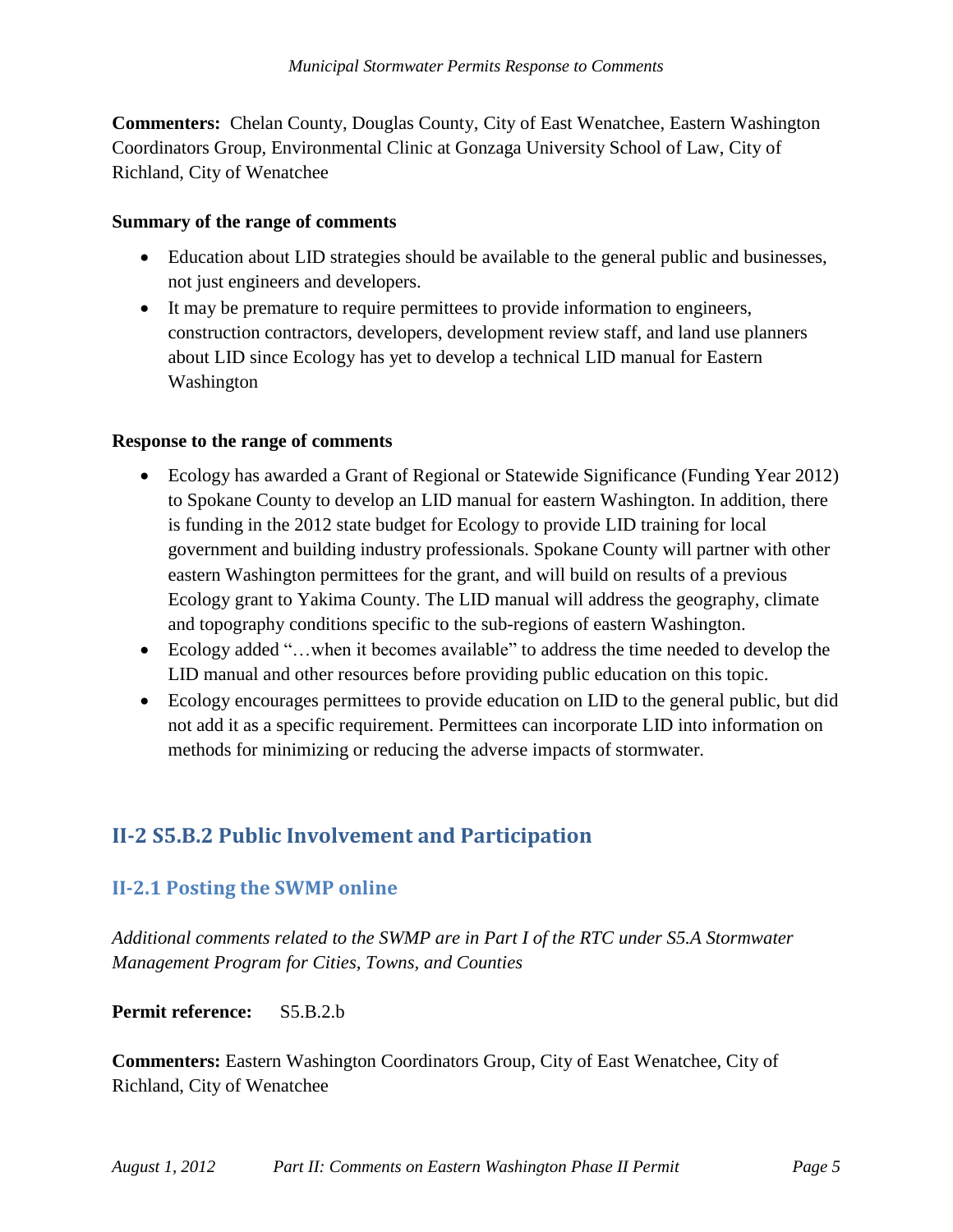**Commenters:** Chelan County, Douglas County, City of East Wenatchee, Eastern Washington Coordinators Group, Environmental Clinic at Gonzaga University School of Law, City of Richland, City of Wenatchee

**Summary of the range of comments**

- Education about LID strategies should be available to the general public and businesses, not just engineers and developers.
- It may be premature to require permittees to provide information to engineers, construction contractors, developers, development review staff, and land use planners about LID since Ecology has yet to develop a technical LID manual for Eastern Washington

**Response to the range of comments**

- Ecology has awarded a Grant of Regional or Statewide Significance (Funding Year 2012) to Spokane County to develop an LID manual for eastern Washington. In addition, there is funding in the 2012 state budget for Ecology to provide LID training for local government and building industry professionals. Spokane County will partner with other eastern Washington permittees for the grant, and will build on results of a previous Ecology grant to Yakima County. The LID manual will address the geography, climate and topography conditions specific to the sub-regions of eastern Washington.
- Ecology added "…when it becomes available" to address the time needed to develop the LID manual and other resources before providing public education on this topic.
- Ecology encourages permittees to provide education on LID to the general public, but did not add it as a specific requirement. Permittees can incorporate LID into information on methods for minimizing or reducing the adverse impacts of stormwater.

## II-2 S5.B.2 Public Involvement and Participation

### II-2.1 Posting the SWMP online

*Additional comments related to the SWMP are in Part I of the RTC under S5.A Stormwater Management Program for Cities, Towns, and Counties*

**Permit reference:** S5.B.2.b

**Commenters:** Eastern Washington Coordinators Group, City of East Wenatchee, City of Richland, City of Wenatchee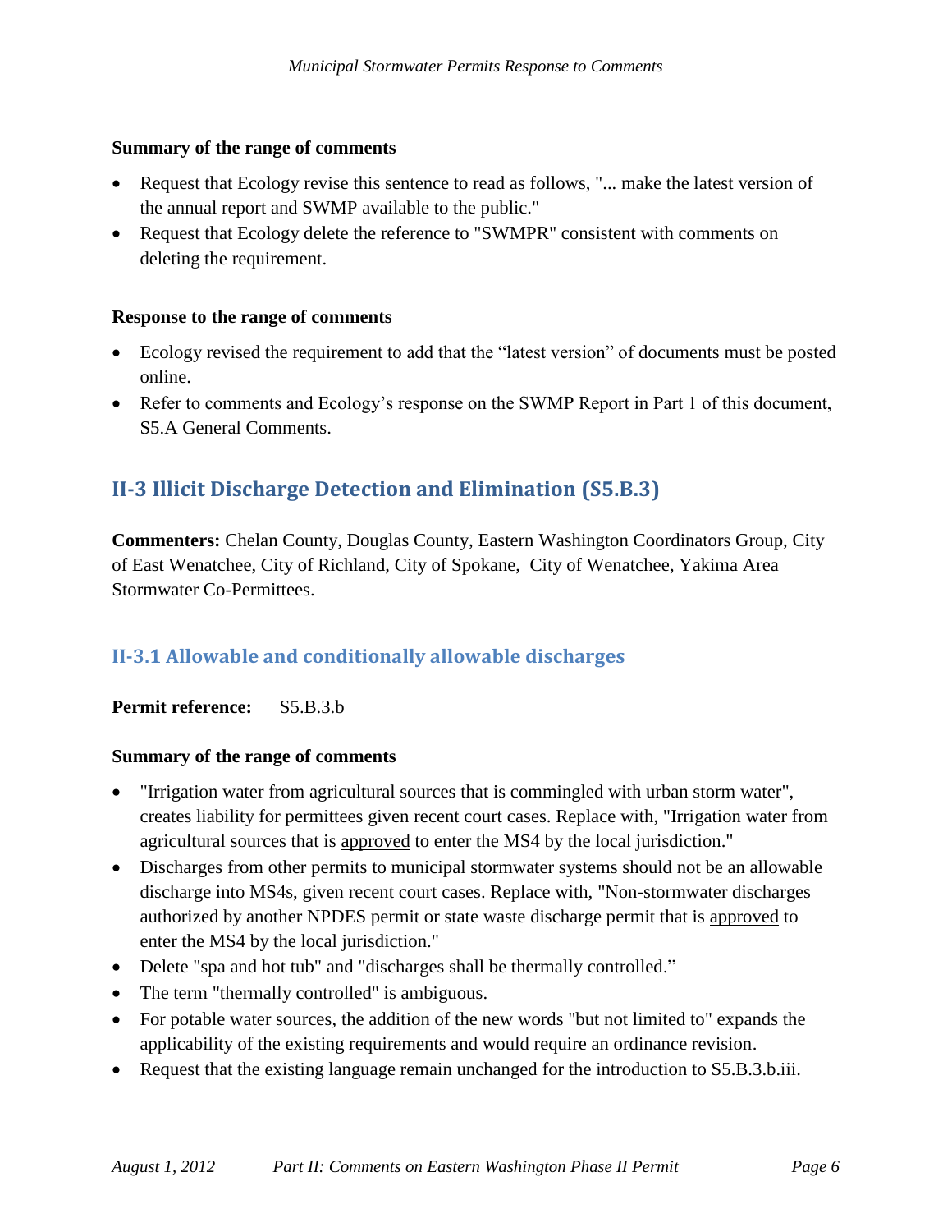**Summary of the range of comments**

- Request that Ecology revise this sentence to read as follows, "... make the latest version of the annual report and SWMP available to the public."
- Request that Ecology delete the reference to "SWMPR" consistent with comments on deleting the requirement.

**Response to the range of comments**

- Ecology revised the requirement to add that the "latest version" of documents must be posted online.
- Refer to comments and Ecology's response on the SWMP Report in Part 1 of this document, S5.A General Comments.

## II-3 Illicit Discharge Detection and Elimination (S5.B.3)

**Commenters:** Chelan County, Douglas County, Eastern Washington Coordinators Group, City of East Wenatchee, City of Richland, City of Spokane, City of Wenatchee, Yakima Area Stormwater Co-Permittees.

### II-3.1 Allowable and conditionally allowable discharges

**Permit reference:** S5.B.3.b

**Summary of the range of comments**

- "Irrigation water from agricultural sources that is commingled with urban storm water", creates liability for permittees given recent court cases. Replace with, "Irrigation water from agricultural sources that is <u>approved</u> to enter the MS4 by the local jurisdiction."
- Discharges from other permits to municipal stormwater systems should not be an allowable discharge into MS4s, given recent court cases. Replace with, "Non-stormwater discharges authorized by another NPDES permit or state waste discharge permit that is <u>approved</u> to enter the MS4 by the local jurisdiction."
- Delete "spa and hot tub" and "discharges shall be thermally controlled."
- The term "thermally controlled" is ambiguous.
- For potable water sources, the addition of the new words "but not limited to" expands the applicability of the existing requirements and would require an ordinance revision.
- Request that the existing language remain unchanged for the introduction to S5.B.3.b.iii.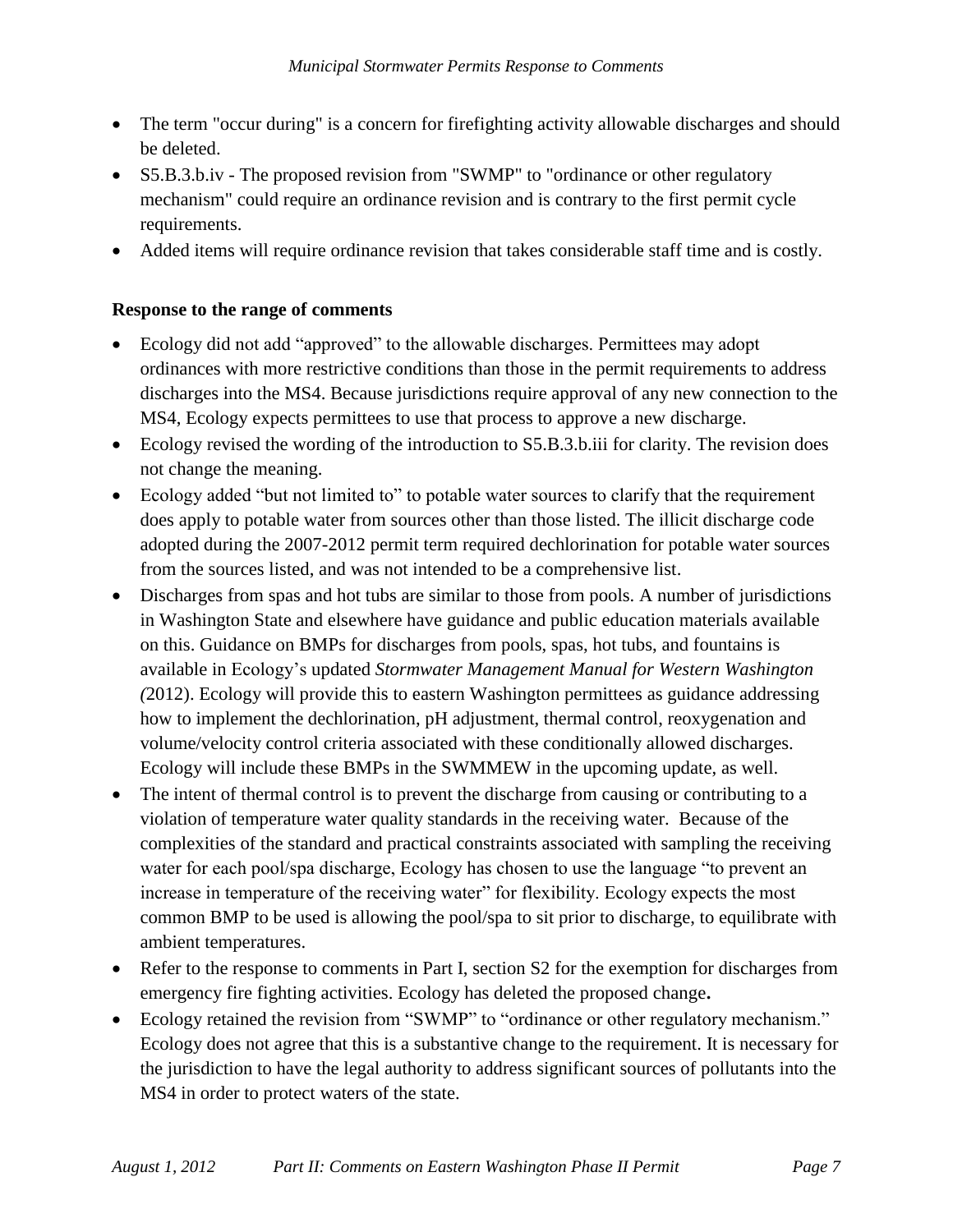- The term "occur during" is a concern for firefighting activity allowable discharges and should be deleted.
- S5.B.3.b.iv - The proposed revision from "SWMP" to "ordinance or other regulatory mechanism" could require an ordinance revision and is contrary to the first permit cycle requirements.
- Added items will require ordinance revision that takes considerable staff time and is costly.

**Response to the range of comments**

- Ecology did not add "approved" to the allowable discharges. Permittees may adopt ordinances with more restrictive conditions than those in the permit requirements to address discharges into the MS4. Because jurisdictions require approval of any new connection to the MS4, Ecology expects permittees to use that process to approve a new discharge.
- Ecology revised the wording of the introduction to S5.B.3.b.iii for clarity. The revision does not change the meaning.
- Ecology added "but not limited to" to potable water sources to clarify that the requirement does apply to potable water from sources other than those listed. The illicit discharge code adopted during the 2007-2012 permit term required dechlorination for potable water sources from the sources listed, and was not intended to be a comprehensive list.
- Discharges from spas and hot tubs are similar to those from pools. A number of jurisdictions in Washington State and elsewhere have guidance and public education materials available on this. Guidance on BMPs for discharges from pools, spas, hot tubs, and fountains is available in Ecology's updated *Stormwater Management Manual for Western Washington (*2012). Ecology will provide this to eastern Washington permittees as guidance addressing how to implement the dechlorination, pH adjustment, thermal control, reoxygenation and volume/velocity control criteria associated with these conditionally allowed discharges. Ecology will include these BMPs in the SWMMEW in the upcoming update, as well.
- The intent of thermal control is to prevent the discharge from causing or contributing to a violation of temperature water quality standards in the receiving water. Because of the complexities of the standard and practical constraints associated with sampling the receiving water for each pool/spa discharge, Ecology has chosen to use the language "to prevent an increase in temperature of the receiving water" for flexibility. Ecology expects the most common BMP to be used is allowing the pool/spa to sit prior to discharge, to equilibrate with ambient temperatures.
- Refer to the response to comments in Part I, section S2 for the exemption for discharges from emergency fire fighting activities. Ecology has deleted the proposed change**.**
- Ecology retained the revision from "SWMP" to "ordinance or other regulatory mechanism." Ecology does not agree that this is a substantive change to the requirement. It is necessary for the jurisdiction to have the legal authority to address significant sources of pollutants into the MS4 in order to protect waters of the state.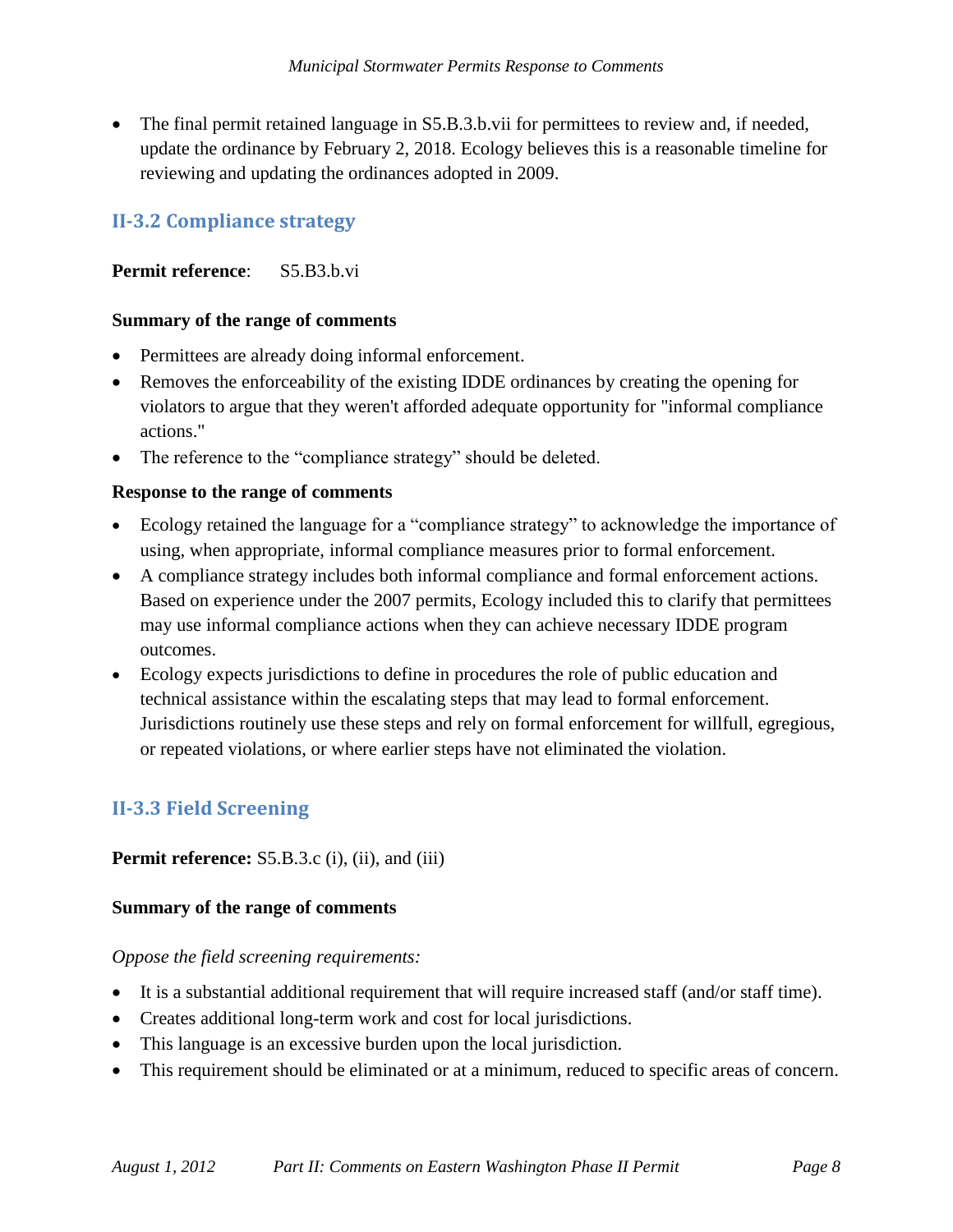- The final permit retained language in S5.B.3.b.vii for permittees to review and, if needed, update the ordinance by February 2, 2018. Ecology believes this is a reasonable timeline for reviewing and updating the ordinances adopted in 2009.

## II-3.2 Compliance strategy

**Permit reference**: S5.B3.b.vi

**Summary of the range of comments**

- Permittees are already doing informal enforcement.
- Removes the enforceability of the existing IDDE ordinances by creating the opening for violators to argue that they weren't afforded adequate opportunity for "informal compliance actions."
- The reference to the "compliance strategy" should be deleted.

**Response to the range of comments**

- Ecology retained the language for a "compliance strategy" to acknowledge the importance of using, when appropriate, informal compliance measures prior to formal enforcement.
- A compliance strategy includes both informal compliance and formal enforcement actions. Based on experience under the 2007 permits, Ecology included this to clarify that permittees may use informal compliance actions when they can achieve necessary IDDE program outcomes.
- Ecology expects jurisdictions to define in procedures the role of public education and technical assistance within the escalating steps that may lead to formal enforcement. Jurisdictions routinely use these steps and rely on formal enforcement for willfull, egregious, or repeated violations, or where earlier steps have not eliminated the violation.

## II-3.3 Field Screening

**Permit reference:** S5.B.3.c (i), (ii), and (iii)

**Summary of the range of comments**

*Oppose the field screening requirements:*

- It is a substantial additional requirement that will require increased staff (and/or staff time).
- Creates additional long-term work and cost for local jurisdictions.
- This language is an excessive burden upon the local jurisdiction.
- This requirement should be eliminated or at a minimum, reduced to specific areas of concern.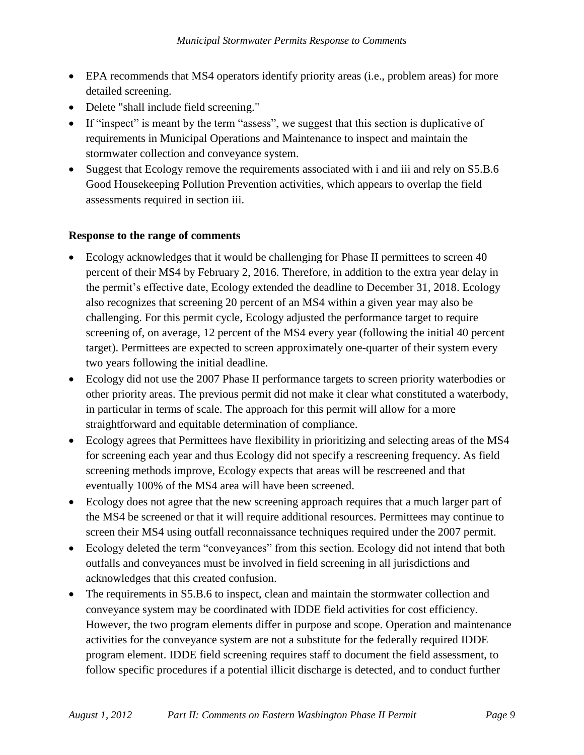- EPA recommends that MS4 operators identify priority areas (i.e., problem areas) for more detailed screening.
- Delete "shall include field screening."
- If "inspect" is meant by the term "assess", we suggest that this section is duplicative of requirements in Municipal Operations and Maintenance to inspect and maintain the stormwater collection and conveyance system.
- Suggest that Ecology remove the requirements associated with i and iii and rely on S5.B.6 Good Housekeeping Pollution Prevention activities, which appears to overlap the field assessments required in section iii.

**Response to the range of comments**

- Ecology acknowledges that it would be challenging for Phase II permittees to screen 40 percent of their MS4 by February 2, 2016. Therefore, in addition to the extra year delay in the permit's effective date, Ecology extended the deadline to December 31, 2018. Ecology also recognizes that screening 20 percent of an MS4 within a given year may also be challenging. For this permit cycle, Ecology adjusted the performance target to require screening of, on average, 12 percent of the MS4 every year (following the initial 40 percent target). Permittees are expected to screen approximately one-quarter of their system every two years following the initial deadline.
- Ecology did not use the 2007 Phase II performance targets to screen priority waterbodies or other priority areas. The previous permit did not make it clear what constituted a waterbody, in particular in terms of scale. The approach for this permit will allow for a more straightforward and equitable determination of compliance.
- Ecology agrees that Permittees have flexibility in prioritizing and selecting areas of the MS4 for screening each year and thus Ecology did not specify a rescreening frequency. As field screening methods improve, Ecology expects that areas will be rescreened and that eventually 100% of the MS4 area will have been screened.
- Ecology does not agree that the new screening approach requires that a much larger part of the MS4 be screened or that it will require additional resources. Permittees may continue to screen their MS4 using outfall reconnaissance techniques required under the 2007 permit.
- Ecology deleted the term "conveyances" from this section. Ecology did not intend that both outfalls and conveyances must be involved in field screening in all jurisdictions and acknowledges that this created confusion.
- The requirements in S5.B.6 to inspect, clean and maintain the stormwater collection and conveyance system may be coordinated with IDDE field activities for cost efficiency. However, the two program elements differ in purpose and scope. Operation and maintenance activities for the conveyance system are not a substitute for the federally required IDDE program element. IDDE field screening requires staff to document the field assessment, to follow specific procedures if a potential illicit discharge is detected, and to conduct further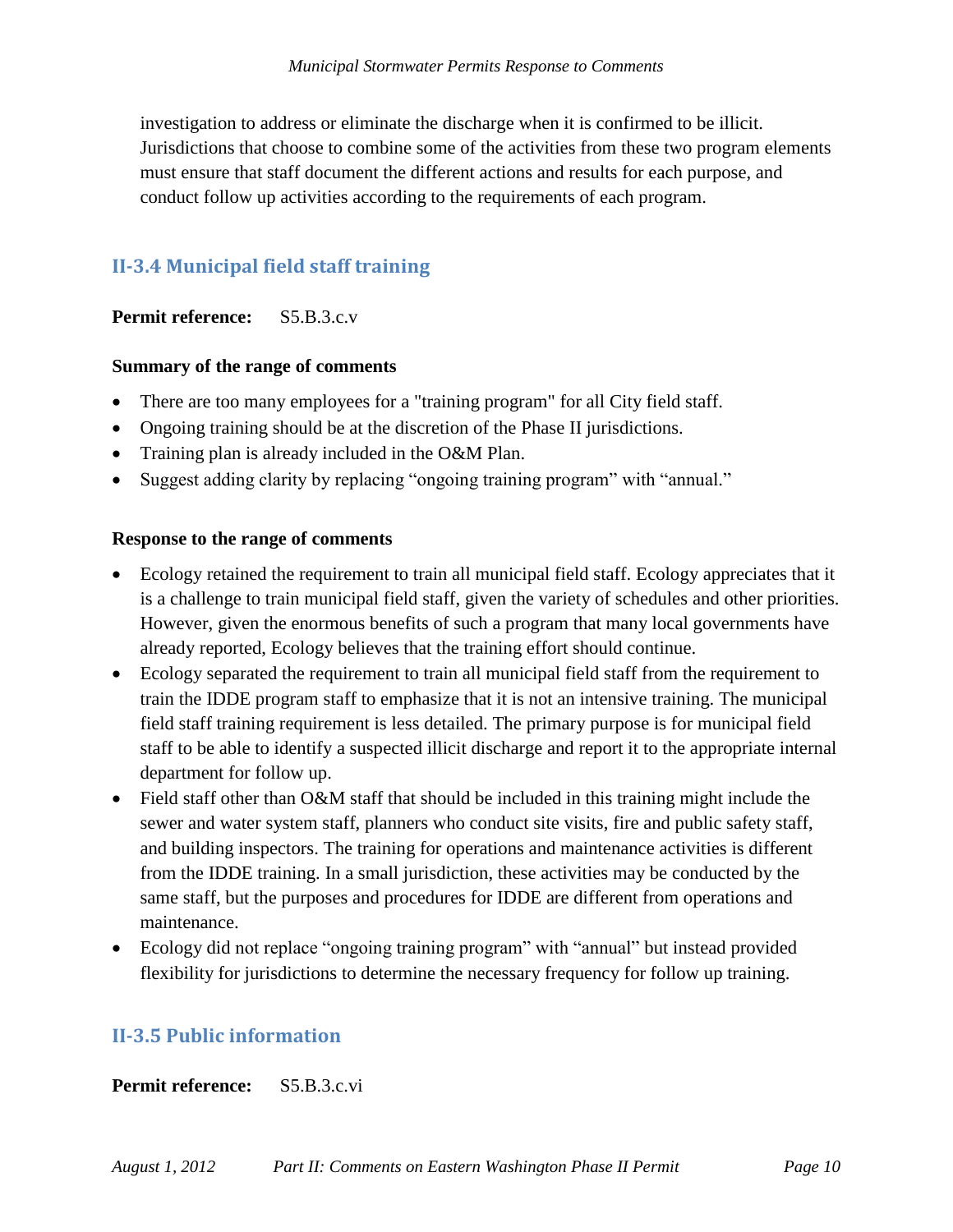investigation to address or eliminate the discharge when it is confirmed to be illicit. Jurisdictions that choose to combine some of the activities from these two program elements must ensure that staff document the different actions and results for each purpose, and conduct follow up activities according to the requirements of each program.

## II-3.4 Municipal field staff training

**Permit reference:** S5.B.3.c.v

**Summary of the range of comments**

- There are too many employees for a "training program" for all City field staff.
- Ongoing training should be at the discretion of the Phase II jurisdictions.
- Training plan is already included in the O&M Plan.
- Suggest adding clarity by replacing "ongoing training program" with "annual."

**Response to the range of comments**

- Ecology retained the requirement to train all municipal field staff. Ecology appreciates that it is a challenge to train municipal field staff, given the variety of schedules and other priorities. However, given the enormous benefits of such a program that many local governments have already reported, Ecology believes that the training effort should continue.
- Ecology separated the requirement to train all municipal field staff from the requirement to train the IDDE program staff to emphasize that it is not an intensive training. The municipal field staff training requirement is less detailed. The primary purpose is for municipal field staff to be able to identify a suspected illicit discharge and report it to the appropriate internal department for follow up.
- Field staff other than O&M staff that should be included in this training might include the sewer and water system staff, planners who conduct site visits, fire and public safety staff, and building inspectors. The training for operations and maintenance activities is different from the IDDE training. In a small jurisdiction, these activities may be conducted by the same staff, but the purposes and procedures for IDDE are different from operations and maintenance.
- Ecology did not replace "ongoing training program" with "annual" but instead provided flexibility for jurisdictions to determine the necessary frequency for follow up training.

## II-3.5 Public information

**Permit reference:** S5.B.3.c.vi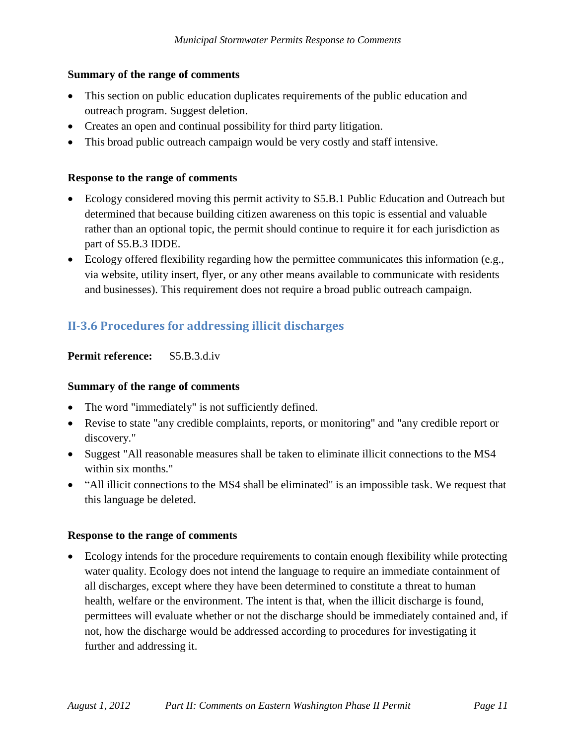**Summary of the range of comments**

- This section on public education duplicates requirements of the public education and outreach program. Suggest deletion.
- Creates an open and continual possibility for third party litigation.
- This broad public outreach campaign would be very costly and staff intensive.

**Response to the range of comments**

- Ecology considered moving this permit activity to S5.B.1 Public Education and Outreach but determined that because building citizen awareness on this topic is essential and valuable rather than an optional topic, the permit should continue to require it for each jurisdiction as part of S5.B.3 IDDE.
- Ecology offered flexibility regarding how the permittee communicates this information (e.g., via website, utility insert, flyer, or any other means available to communicate with residents and businesses). This requirement does not require a broad public outreach campaign.

## II-3.6 Procedures for addressing illicit discharges

**Permit reference:** S5.B.3.d.iv

**Summary of the range of comments**

- The word "immediately" is not sufficiently defined.
- Revise to state "any credible complaints, reports, or monitoring" and "any credible report or discovery."
- Suggest "All reasonable measures shall be taken to eliminate illicit connections to the MS4 within six months."
- "All illicit connections to the MS4 shall be eliminated" is an impossible task. We request that this language be deleted.

**Response to the range of comments**

- Ecology intends for the procedure requirements to contain enough flexibility while protecting water quality. Ecology does not intend the language to require an immediate containment of all discharges, except where they have been determined to constitute a threat to human health, welfare or the environment. The intent is that, when the illicit discharge is found, permittees will evaluate whether or not the discharge should be immediately contained and, if not, how the discharge would be addressed according to procedures for investigating it further and addressing it.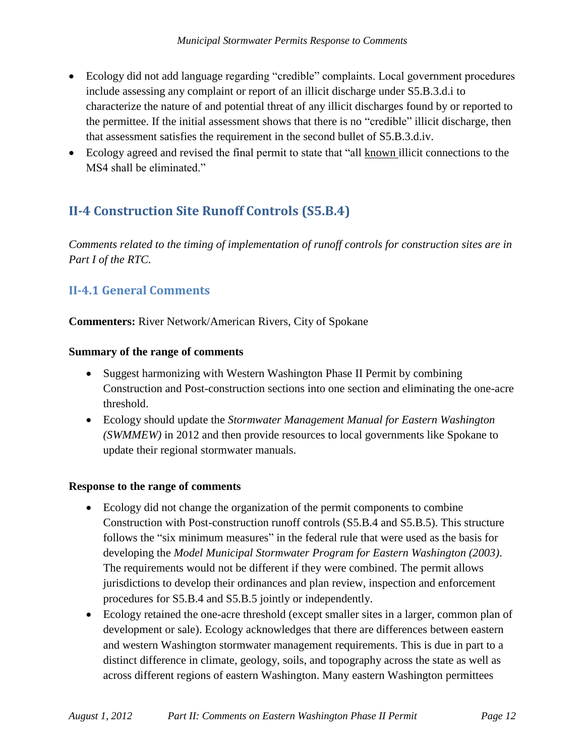- Ecology did not add language regarding "credible" complaints. Local government procedures include assessing any complaint or report of an illicit discharge under S5.B.3.d.i to characterize the nature of and potential threat of any illicit discharges found by or reported to the permittee. If the initial assessment shows that there is no "credible" illicit discharge, then that assessment satisfies the requirement in the second bullet of S5.B.3.d.iv.
- Ecology agreed and revised the final permit to state that "all <u>known</u> illicit connections to the MS4 shall be eliminated."

## II-4 Construction Site Runoff Controls (S5.B.4)

*Comments related to the timing of implementation of runoff controls for construction sites are in Part I of the RTC.*

### II-4.1 General Comments

**Commenters:** River Network/American Rivers, City of Spokane

**Summary of the range of comments**

- Suggest harmonizing with Western Washington Phase II Permit by combining Construction and Post-construction sections into one section and eliminating the one-acre threshold.
- Ecology should update the *Stormwater Management Manual for Eastern Washington (SWMMEW)* in 2012 and then provide resources to local governments like Spokane to update their regional stormwater manuals.

**Response to the range of comments**

- Ecology did not change the organization of the permit components to combine Construction with Post-construction runoff controls (S5.B.4 and S5.B.5). This structure follows the "six minimum measures" in the federal rule that were used as the basis for developing the *Model Municipal Stormwater Program for Eastern Washington (2003)*. The requirements would not be different if they were combined. The permit allows jurisdictions to develop their ordinances and plan review, inspection and enforcement procedures for S5.B.4 and S5.B.5 jointly or independently.
- Ecology retained the one-acre threshold (except smaller sites in a larger, common plan of development or sale). Ecology acknowledges that there are differences between eastern and western Washington stormwater management requirements. This is due in part to a distinct difference in climate, geology, soils, and topography across the state as well as across different regions of eastern Washington. Many eastern Washington permittees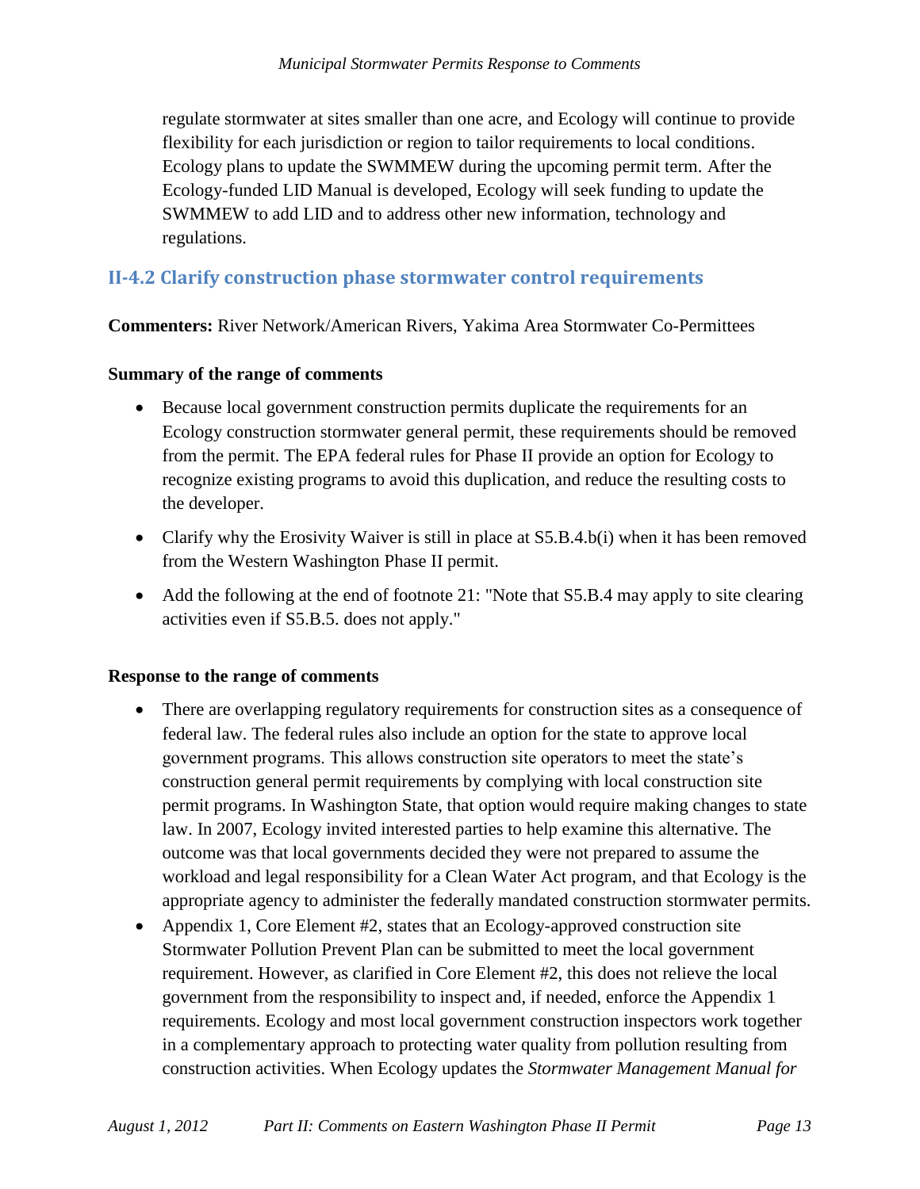regulate stormwater at sites smaller than one acre, and Ecology will continue to provide flexibility for each jurisdiction or region to tailor requirements to local conditions. Ecology plans to update the SWMMEW during the upcoming permit term. After the Ecology-funded LID Manual is developed, Ecology will seek funding to update the SWMMEW to add LID and to address other new information, technology and regulations.

## II-4.2 Clarify construction phase stormwater control requirements

**Commenters:** River Network/American Rivers, Yakima Area Stormwater Co-Permittees

**Summary of the range of comments**

- Because local government construction permits duplicate the requirements for an Ecology construction stormwater general permit, these requirements should be removed from the permit. The EPA federal rules for Phase II provide an option for Ecology to recognize existing programs to avoid this duplication, and reduce the resulting costs to the developer.
- Clarify why the Erosivity Waiver is still in place at S5.B.4.b(i) when it has been removed from the Western Washington Phase II permit.
- Add the following at the end of footnote 21: "Note that S5.B.4 may apply to site clearing activities even if S5.B.5. does not apply."

**Response to the range of comments**

- There are overlapping regulatory requirements for construction sites as a consequence of federal law. The federal rules also include an option for the state to approve local government programs. This allows construction site operators to meet the state's construction general permit requirements by complying with local construction site permit programs. In Washington State, that option would require making changes to state law. In 2007, Ecology invited interested parties to help examine this alternative. The outcome was that local governments decided they were not prepared to assume the workload and legal responsibility for a Clean Water Act program, and that Ecology is the appropriate agency to administer the federally mandated construction stormwater permits.
- Appendix 1, Core Element #2, states that an Ecology-approved construction site Stormwater Pollution Prevent Plan can be submitted to meet the local government requirement. However, as clarified in Core Element #2, this does not relieve the local government from the responsibility to inspect and, if needed, enforce the Appendix 1 requirements. Ecology and most local government construction inspectors work together in a complementary approach to protecting water quality from pollution resulting from construction activities. When Ecology updates the *Stormwater Management Manual for*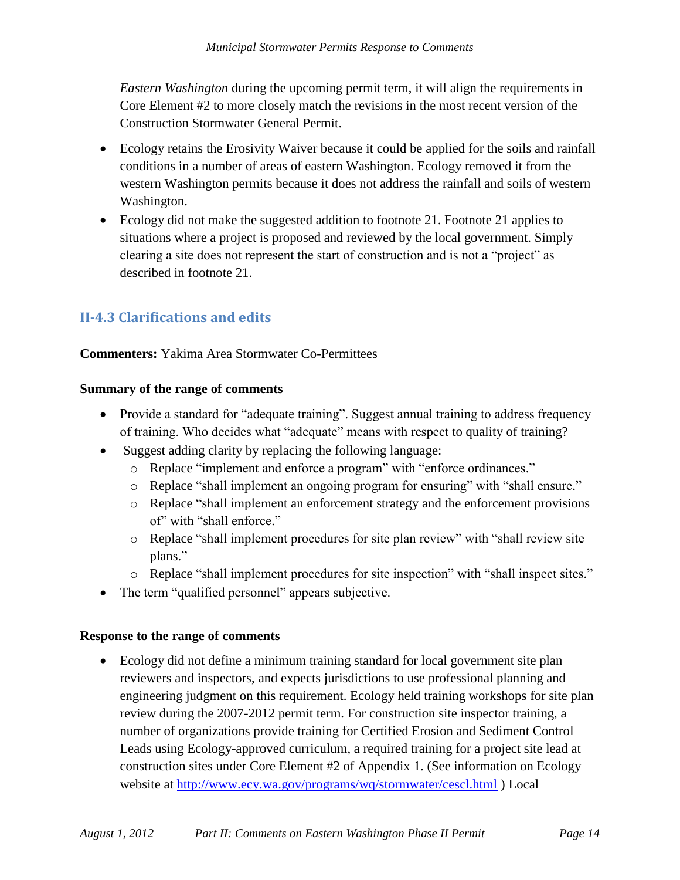*Eastern Washington* during the upcoming permit term, it will align the requirements in Core Element #2 to more closely match the revisions in the most recent version of the Construction Stormwater General Permit.

- Ecology retains the Erosivity Waiver because it could be applied for the soils and rainfall conditions in a number of areas of eastern Washington. Ecology removed it from the western Washington permits because it does not address the rainfall and soils of western Washington.
- Ecology did not make the suggested addition to footnote 21. Footnote 21 applies to situations where a project is proposed and reviewed by the local government. Simply clearing a site does not represent the start of construction and is not a "project" as described in footnote 21.

## II-4.3 Clarifications and edits

**Commenters:** Yakima Area Stormwater Co-Permittees

**Summary of the range of comments**

- Provide a standard for "adequate training". Suggest annual training to address frequency of training. Who decides what "adequate" means with respect to quality of training?
- Suggest adding clarity by replacing the following language:
  - Replace "implement and enforce a program" with "enforce ordinances."
  - Replace "shall implement an ongoing program for ensuring" with "shall ensure."
  - Replace "shall implement an enforcement strategy and the enforcement provisions of" with "shall enforce."
  - Replace "shall implement procedures for site plan review" with "shall review site plans."
  - Replace "shall implement procedures for site inspection" with "shall inspect sites."
- The term "qualified personnel" appears subjective.

**Response to the range of comments**

- Ecology did not define a minimum training standard for local government site plan reviewers and inspectors, and expects jurisdictions to use professional planning and engineering judgment on this requirement. Ecology held training workshops for site plan review during the 2007-2012 permit term. For construction site inspector training, a number of organizations provide training for Certified Erosion and Sediment Control Leads using Ecology-approved curriculum, a required training for a project site lead at construction sites under Core Element #2 of Appendix 1. (See information on Ecology website at http://www.ecy.wa.gov/programs/wq/stormwater/cescl.html ) Local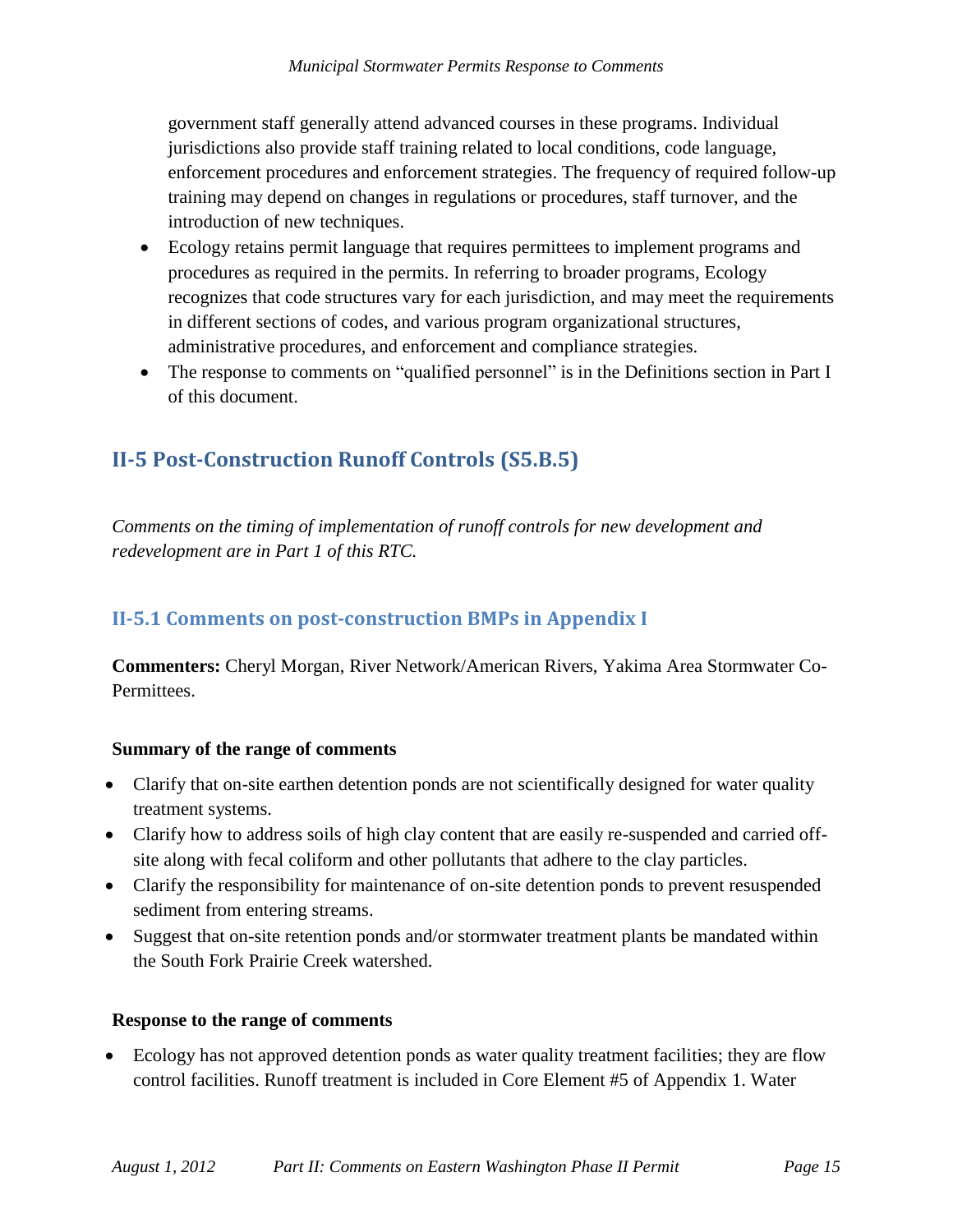government staff generally attend advanced courses in these programs. Individual jurisdictions also provide staff training related to local conditions, code language, enforcement procedures and enforcement strategies. The frequency of required follow-up training may depend on changes in regulations or procedures, staff turnover, and the introduction of new techniques.

- Ecology retains permit language that requires permittees to implement programs and procedures as required in the permits. In referring to broader programs, Ecology recognizes that code structures vary for each jurisdiction, and may meet the requirements in different sections of codes, and various program organizational structures, administrative procedures, and enforcement and compliance strategies.
- The response to comments on "qualified personnel" is in the Definitions section in Part I of this document.

## II-5 Post-Construction Runoff Controls (S5.B.5)

*Comments on the timing of implementation of runoff controls for new development and redevelopment are in Part 1 of this RTC.*

### II-5.1 Comments on post-construction BMPs in Appendix I

**Commenters:** Cheryl Morgan, River Network/American Rivers, Yakima Area Stormwater Co-Permittees.

**Summary of the range of comments**

- Clarify that on-site earthen detention ponds are not scientifically designed for water quality treatment systems.
- Clarify how to address soils of high clay content that are easily re-suspended and carried off-site along with fecal coliform and other pollutants that adhere to the clay particles.
- Clarify the responsibility for maintenance of on-site detention ponds to prevent resuspended sediment from entering streams.
- Suggest that on-site retention ponds and/or stormwater treatment plants be mandated within the South Fork Prairie Creek watershed.

**Response to the range of comments**

- Ecology has not approved detention ponds as water quality treatment facilities; they are flow control facilities. Runoff treatment is included in Core Element #5 of Appendix 1. Water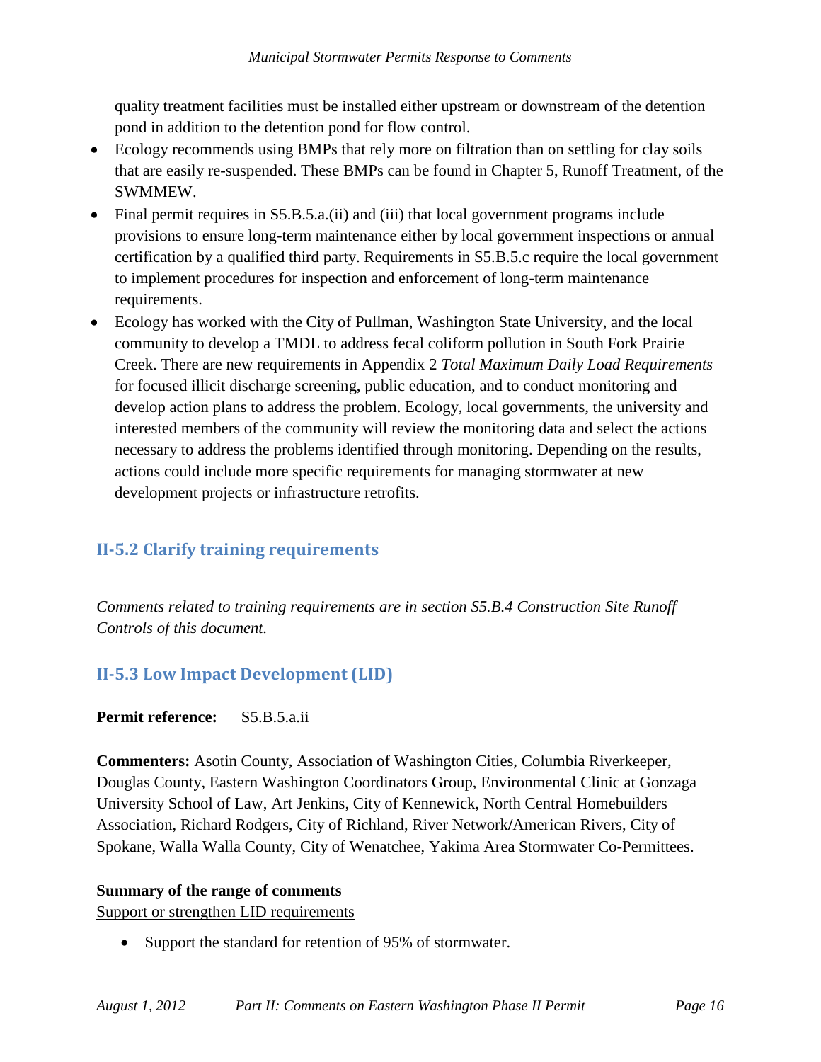quality treatment facilities must be installed either upstream or downstream of the detention pond in addition to the detention pond for flow control.

- Ecology recommends using BMPs that rely more on filtration than on settling for clay soils that are easily re-suspended. These BMPs can be found in Chapter 5, Runoff Treatment, of the SWMMEW.
- Final permit requires in S5.B.5.a.(ii) and (iii) that local government programs include provisions to ensure long-term maintenance either by local government inspections or annual certification by a qualified third party. Requirements in S5.B.5.c require the local government to implement procedures for inspection and enforcement of long-term maintenance requirements.
- Ecology has worked with the City of Pullman, Washington State University, and the local community to develop a TMDL to address fecal coliform pollution in South Fork Prairie Creek. There are new requirements in Appendix 2 *Total Maximum Daily Load Requirements* for focused illicit discharge screening, public education, and to conduct monitoring and develop action plans to address the problem. Ecology, local governments, the university and interested members of the community will review the monitoring data and select the actions necessary to address the problems identified through monitoring. Depending on the results, actions could include more specific requirements for managing stormwater at new development projects or infrastructure retrofits.

## II-5.2 Clarify training requirements

*Comments related to training requirements are in section S5.B.4 Construction Site Runoff Controls of this document.*

## II-5.3 Low Impact Development (LID)

**Permit reference:** S5.B.5.a.ii

**Commenters:** Asotin County, Association of Washington Cities, Columbia Riverkeeper, Douglas County, Eastern Washington Coordinators Group, Environmental Clinic at Gonzaga University School of Law, Art Jenkins, City of Kennewick, North Central Homebuilders Association, Richard Rodgers, City of Richland, River Network/American Rivers, City of Spokane, Walla Walla County, City of Wenatchee, Yakima Area Stormwater Co-Permittees.

**Summary of the range of comments**

Support or strengthen LID requirements

- Support the standard for retention of 95% of stormwater.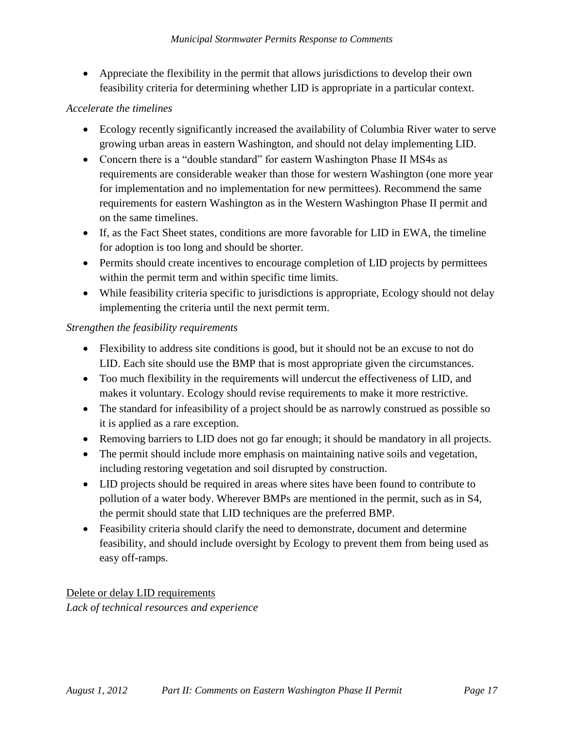- Appreciate the flexibility in the permit that allows jurisdictions to develop their own feasibility criteria for determining whether LID is appropriate in a particular context.

*Accelerate the timelines*

- Ecology recently significantly increased the availability of Columbia River water to serve growing urban areas in eastern Washington, and should not delay implementing LID.
- Concern there is a "double standard" for eastern Washington Phase II MS4s as requirements are considerable weaker than those for western Washington (one more year for implementation and no implementation for new permittees). Recommend the same requirements for eastern Washington as in the Western Washington Phase II permit and on the same timelines.
- If, as the Fact Sheet states, conditions are more favorable for LID in EWA, the timeline for adoption is too long and should be shorter.
- Permits should create incentives to encourage completion of LID projects by permittees within the permit term and within specific time limits.
- While feasibility criteria specific to jurisdictions is appropriate, Ecology should not delay implementing the criteria until the next permit term.

*Strengthen the feasibility requirements*

- Flexibility to address site conditions is good, but it should not be an excuse to not do LID. Each site should use the BMP that is most appropriate given the circumstances.
- Too much flexibility in the requirements will undercut the effectiveness of LID, and makes it voluntary. Ecology should revise requirements to make it more restrictive.
- The standard for infeasibility of a project should be as narrowly construed as possible so it is applied as a rare exception.
- Removing barriers to LID does not go far enough; it should be mandatory in all projects.
- The permit should include more emphasis on maintaining native soils and vegetation, including restoring vegetation and soil disrupted by construction.
- LID projects should be required in areas where sites have been found to contribute to pollution of a water body. Wherever BMPs are mentioned in the permit, such as in S4, the permit should state that LID techniques are the preferred BMP.
- Feasibility criteria should clarify the need to demonstrate, document and determine feasibility, and should include oversight by Ecology to prevent them from being used as easy off-ramps.

Delete or delay LID requirements

*Lack of technical resources and experience*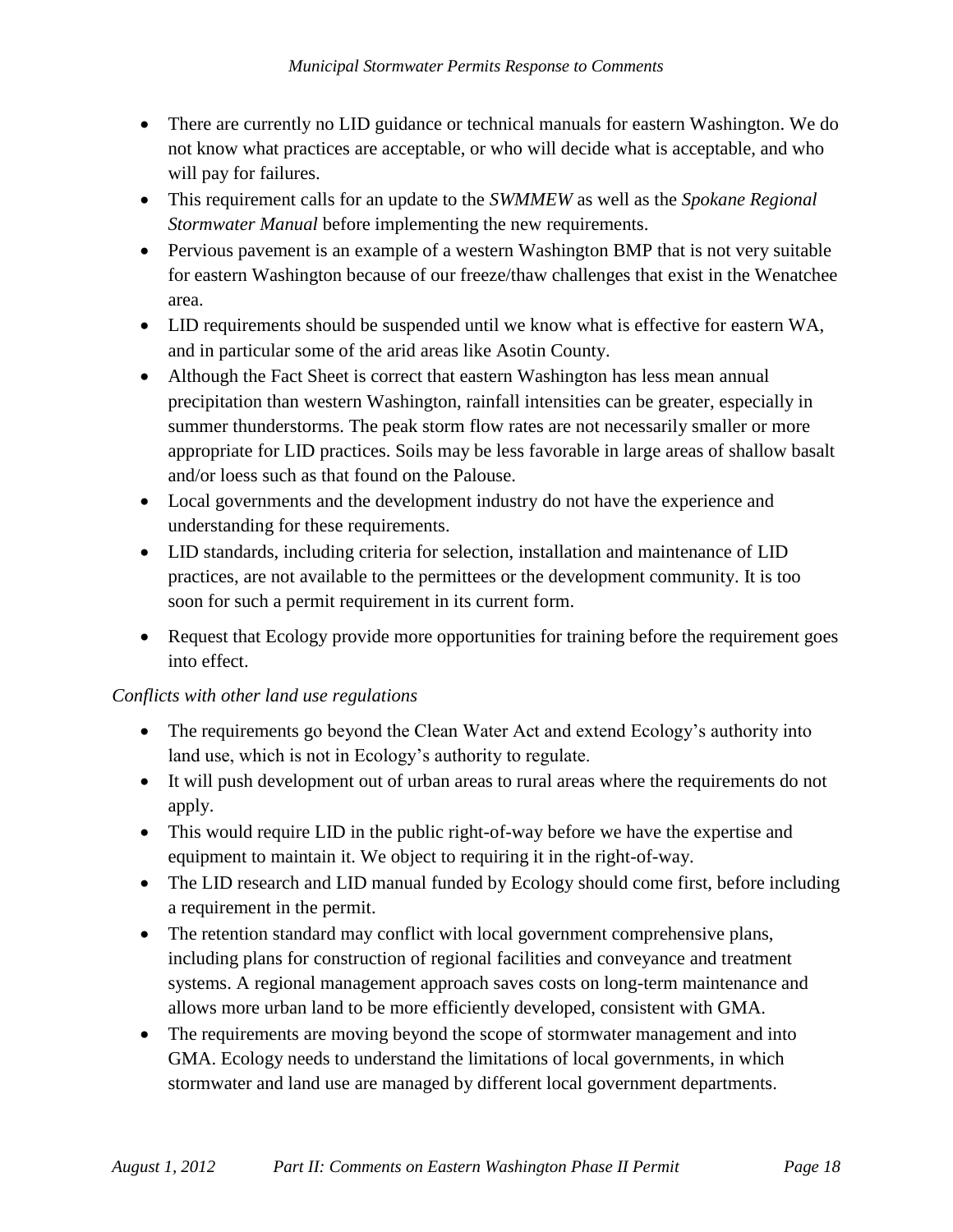- There are currently no LID guidance or technical manuals for eastern Washington. We do not know what practices are acceptable, or who will decide what is acceptable, and who will pay for failures.
- This requirement calls for an update to the *SWMMEW* as well as the *Spokane Regional Stormwater Manual* before implementing the new requirements.
- Pervious pavement is an example of a western Washington BMP that is not very suitable for eastern Washington because of our freeze/thaw challenges that exist in the Wenatchee area.
- LID requirements should be suspended until we know what is effective for eastern WA, and in particular some of the arid areas like Asotin County.
- Although the Fact Sheet is correct that eastern Washington has less mean annual precipitation than western Washington, rainfall intensities can be greater, especially in summer thunderstorms. The peak storm flow rates are not necessarily smaller or more appropriate for LID practices. Soils may be less favorable in large areas of shallow basalt and/or loess such as that found on the Palouse.
- Local governments and the development industry do not have the experience and understanding for these requirements.
- LID standards, including criteria for selection, installation and maintenance of LID practices, are not available to the permittees or the development community. It is too soon for such a permit requirement in its current form.
- Request that Ecology provide more opportunities for training before the requirement goes into effect.

*Conflicts with other land use regulations*

- The requirements go beyond the Clean Water Act and extend Ecology's authority into land use, which is not in Ecology's authority to regulate.
- It will push development out of urban areas to rural areas where the requirements do not apply.
- This would require LID in the public right-of-way before we have the expertise and equipment to maintain it. We object to requiring it in the right-of-way.
- The LID research and LID manual funded by Ecology should come first, before including a requirement in the permit.
- The retention standard may conflict with local government comprehensive plans, including plans for construction of regional facilities and conveyance and treatment systems. A regional management approach saves costs on long-term maintenance and allows more urban land to be more efficiently developed, consistent with GMA.
- The requirements are moving beyond the scope of stormwater management and into GMA. Ecology needs to understand the limitations of local governments, in which stormwater and land use are managed by different local government departments.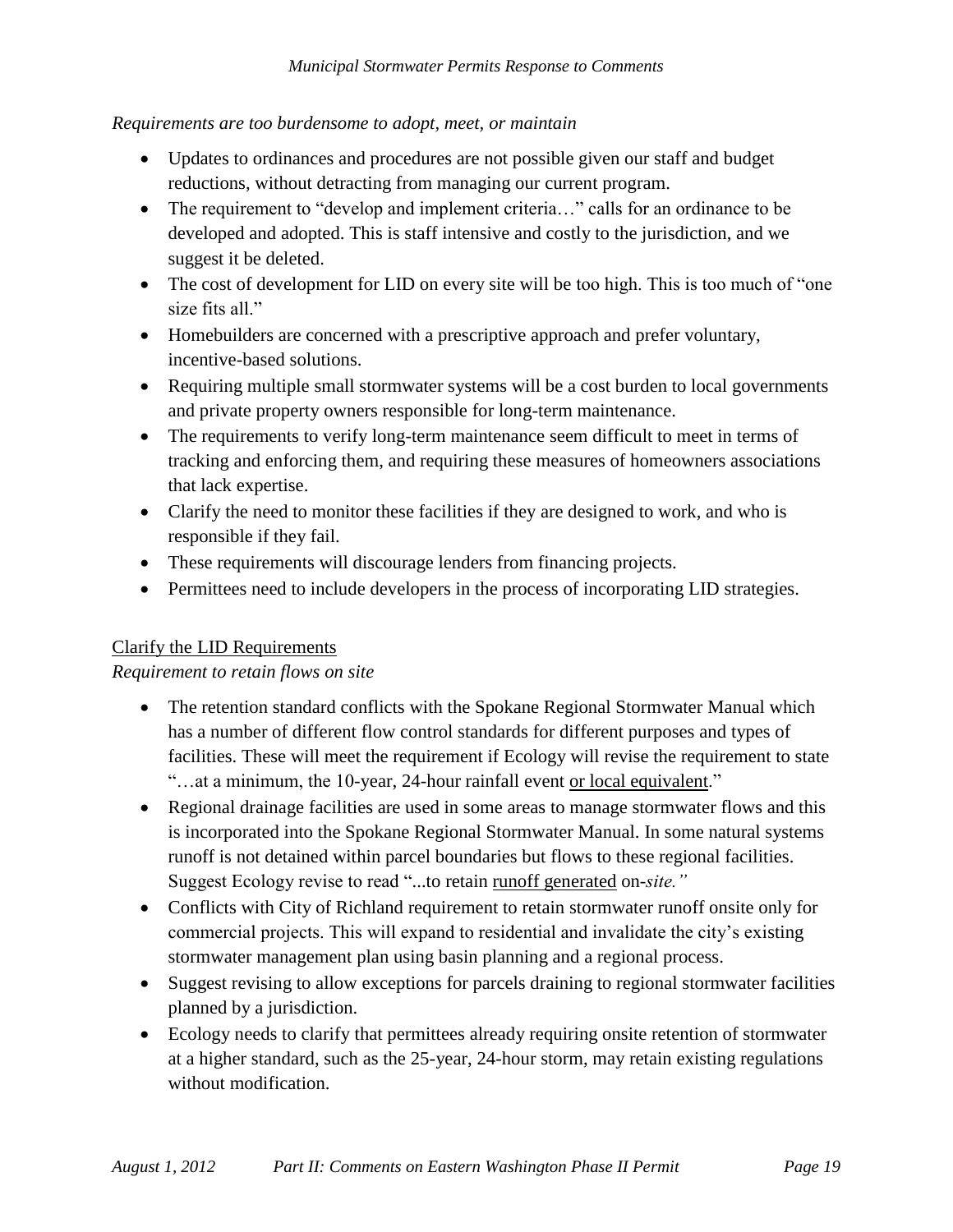*Requirements are too burdensome to adopt, meet, or maintain*

- Updates to ordinances and procedures are not possible given our staff and budget reductions, without detracting from managing our current program.
- The requirement to "develop and implement criteria…" calls for an ordinance to be developed and adopted. This is staff intensive and costly to the jurisdiction, and we suggest it be deleted.
- The cost of development for LID on every site will be too high. This is too much of "one size fits all."
- Homebuilders are concerned with a prescriptive approach and prefer voluntary, incentive-based solutions.
- Requiring multiple small stormwater systems will be a cost burden to local governments and private property owners responsible for long-term maintenance.
- The requirements to verify long-term maintenance seem difficult to meet in terms of tracking and enforcing them, and requiring these measures of homeowners associations that lack expertise.
- Clarify the need to monitor these facilities if they are designed to work, and who is responsible if they fail.
- These requirements will discourage lenders from financing projects.
- Permittees need to include developers in the process of incorporating LID strategies.

<u>Clarify the LID Requirements</u>

*Requirement to retain flows on site*

- The retention standard conflicts with the Spokane Regional Stormwater Manual which has a number of different flow control standards for different purposes and types of facilities. These will meet the requirement if Ecology will revise the requirement to state "…at a minimum, the 10-year, 24-hour rainfall event <u>or local equivalent</u>."
- Regional drainage facilities are used in some areas to manage stormwater flows and this is incorporated into the Spokane Regional Stormwater Manual. In some natural systems runoff is not detained within parcel boundaries but flows to these regional facilities. Suggest Ecology revise to read "...to retain <u>runoff generated</u> on-*site."*
- Conflicts with City of Richland requirement to retain stormwater runoff onsite only for commercial projects. This will expand to residential and invalidate the city's existing stormwater management plan using basin planning and a regional process.
- Suggest revising to allow exceptions for parcels draining to regional stormwater facilities planned by a jurisdiction.
- Ecology needs to clarify that permittees already requiring onsite retention of stormwater at a higher standard, such as the 25-year, 24-hour storm, may retain existing regulations without modification.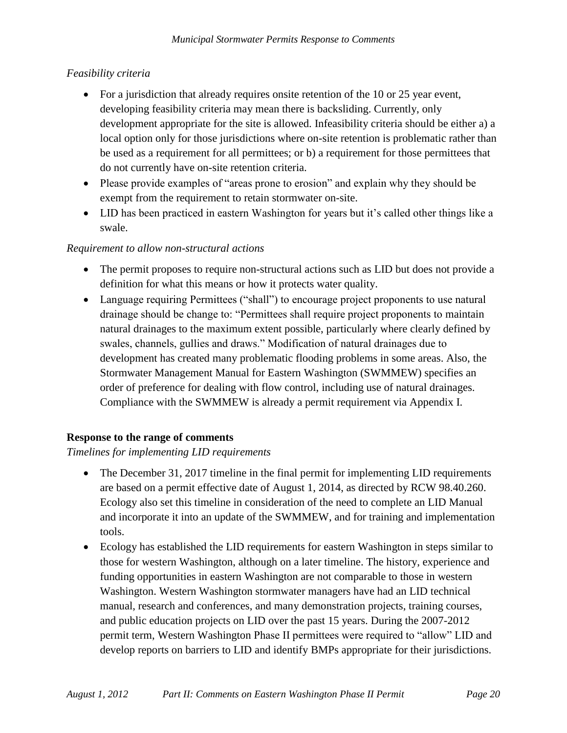*Feasibility criteria*

- For a jurisdiction that already requires onsite retention of the 10 or 25 year event, developing feasibility criteria may mean there is backsliding. Currently, only development appropriate for the site is allowed. Infeasibility criteria should be either a) a local option only for those jurisdictions where on-site retention is problematic rather than be used as a requirement for all permittees; or b) a requirement for those permittees that do not currently have on-site retention criteria.
- Please provide examples of "areas prone to erosion" and explain why they should be exempt from the requirement to retain stormwater on-site.
- LID has been practiced in eastern Washington for years but it's called other things like a swale.

*Requirement to allow non-structural actions*

- The permit proposes to require non-structural actions such as LID but does not provide a definition for what this means or how it protects water quality.
- Language requiring Permittees ("shall") to encourage project proponents to use natural drainage should be change to: "Permittees shall require project proponents to maintain natural drainages to the maximum extent possible, particularly where clearly defined by swales, channels, gullies and draws." Modification of natural drainages due to development has created many problematic flooding problems in some areas. Also, the Stormwater Management Manual for Eastern Washington (SWMMEW) specifies an order of preference for dealing with flow control, including use of natural drainages. Compliance with the SWMMEW is already a permit requirement via Appendix I.

**Response to the range of comments**

*Timelines for implementing LID requirements*

- The December 31, 2017 timeline in the final permit for implementing LID requirements are based on a permit effective date of August 1, 2014, as directed by RCW 98.40.260. Ecology also set this timeline in consideration of the need to complete an LID Manual and incorporate it into an update of the SWMMEW, and for training and implementation tools.
- Ecology has established the LID requirements for eastern Washington in steps similar to those for western Washington, although on a later timeline. The history, experience and funding opportunities in eastern Washington are not comparable to those in western Washington. Western Washington stormwater managers have had an LID technical manual, research and conferences, and many demonstration projects, training courses, and public education projects on LID over the past 15 years. During the 2007-2012 permit term, Western Washington Phase II permittees were required to "allow" LID and develop reports on barriers to LID and identify BMPs appropriate for their jurisdictions.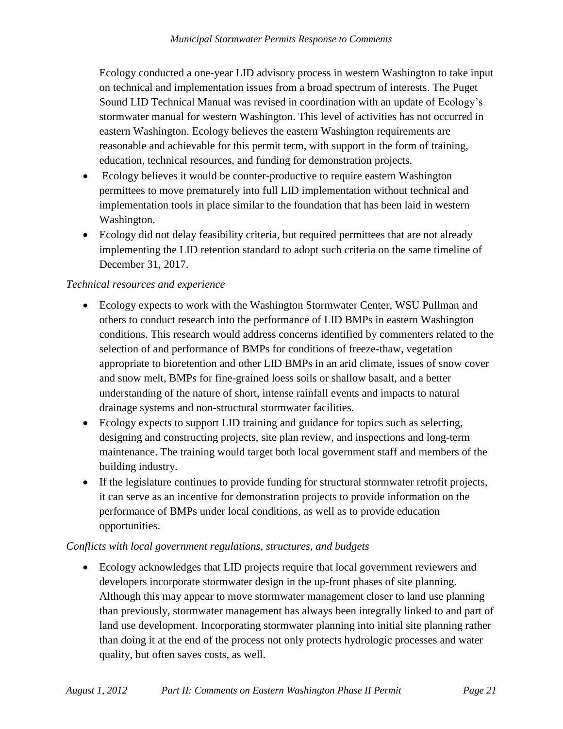Ecology conducted a one-year LID advisory process in western Washington to take input on technical and implementation issues from a broad spectrum of interests. The Puget Sound LID Technical Manual was revised in coordination with an update of Ecology's stormwater manual for western Washington. This level of activities has not occurred in eastern Washington. Ecology believes the eastern Washington requirements are reasonable and achievable for this permit term, with support in the form of training, education, technical resources, and funding for demonstration projects.

- Ecology believes it would be counter-productive to require eastern Washington permittees to move prematurely into full LID implementation without technical and implementation tools in place similar to the foundation that has been laid in western Washington.
- Ecology did not delay feasibility criteria, but required permittees that are not already implementing the LID retention standard to adopt such criteria on the same timeline of December 31, 2017.

*Technical resources and experience*

- Ecology expects to work with the Washington Stormwater Center, WSU Pullman and others to conduct research into the performance of LID BMPs in eastern Washington conditions. This research would address concerns identified by commenters related to the selection of and performance of BMPs for conditions of freeze-thaw, vegetation appropriate to bioretention and other LID BMPs in an arid climate, issues of snow cover and snow melt, BMPs for fine-grained loess soils or shallow basalt, and a better understanding of the nature of short, intense rainfall events and impacts to natural drainage systems and non-structural stormwater facilities.
- Ecology expects to support LID training and guidance for topics such as selecting, designing and constructing projects, site plan review, and inspections and long-term maintenance. The training would target both local government staff and members of the building industry.
- If the legislature continues to provide funding for structural stormwater retrofit projects, it can serve as an incentive for demonstration projects to provide information on the performance of BMPs under local conditions, as well as to provide education opportunities.

*Conflicts with local government regulations, structures, and budgets*

- Ecology acknowledges that LID projects require that local government reviewers and developers incorporate stormwater design in the up-front phases of site planning. Although this may appear to move stormwater management closer to land use planning than previously, stormwater management has always been integrally linked to and part of land use development. Incorporating stormwater planning into initial site planning rather than doing it at the end of the process not only protects hydrologic processes and water quality, but often saves costs, as well.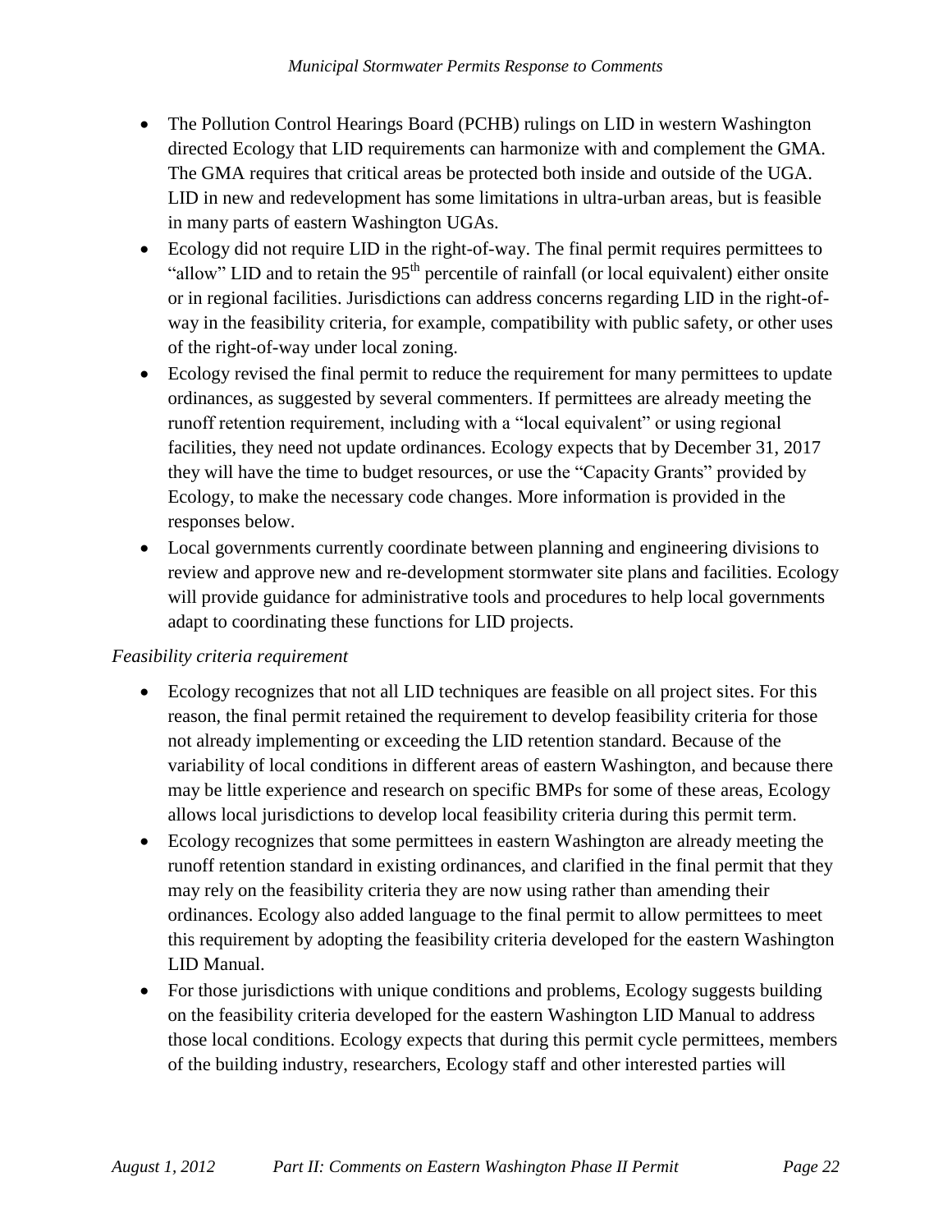- The Pollution Control Hearings Board (PCHB) rulings on LID in western Washington directed Ecology that LID requirements can harmonize with and complement the GMA. The GMA requires that critical areas be protected both inside and outside of the UGA. LID in new and redevelopment has some limitations in ultra-urban areas, but is feasible in many parts of eastern Washington UGAs.
- Ecology did not require LID in the right-of-way. The final permit requires permittees to "allow" LID and to retain the 95th percentile of rainfall (or local equivalent) either onsite or in regional facilities. Jurisdictions can address concerns regarding LID in the right-of-way in the feasibility criteria, for example, compatibility with public safety, or other uses of the right-of-way under local zoning.
- Ecology revised the final permit to reduce the requirement for many permittees to update ordinances, as suggested by several commenters. If permittees are already meeting the runoff retention requirement, including with a "local equivalent" or using regional facilities, they need not update ordinances. Ecology expects that by December 31, 2017 they will have the time to budget resources, or use the "Capacity Grants" provided by Ecology, to make the necessary code changes. More information is provided in the responses below.
- Local governments currently coordinate between planning and engineering divisions to review and approve new and re-development stormwater site plans and facilities. Ecology will provide guidance for administrative tools and procedures to help local governments adapt to coordinating these functions for LID projects.

*Feasibility criteria requirement*

- Ecology recognizes that not all LID techniques are feasible on all project sites. For this reason, the final permit retained the requirement to develop feasibility criteria for those not already implementing or exceeding the LID retention standard. Because of the variability of local conditions in different areas of eastern Washington, and because there may be little experience and research on specific BMPs for some of these areas, Ecology allows local jurisdictions to develop local feasibility criteria during this permit term.
- Ecology recognizes that some permittees in eastern Washington are already meeting the runoff retention standard in existing ordinances, and clarified in the final permit that they may rely on the feasibility criteria they are now using rather than amending their ordinances. Ecology also added language to the final permit to allow permittees to meet this requirement by adopting the feasibility criteria developed for the eastern Washington LID Manual.
- For those jurisdictions with unique conditions and problems, Ecology suggests building on the feasibility criteria developed for the eastern Washington LID Manual to address those local conditions. Ecology expects that during this permit cycle permittees, members of the building industry, researchers, Ecology staff and other interested parties will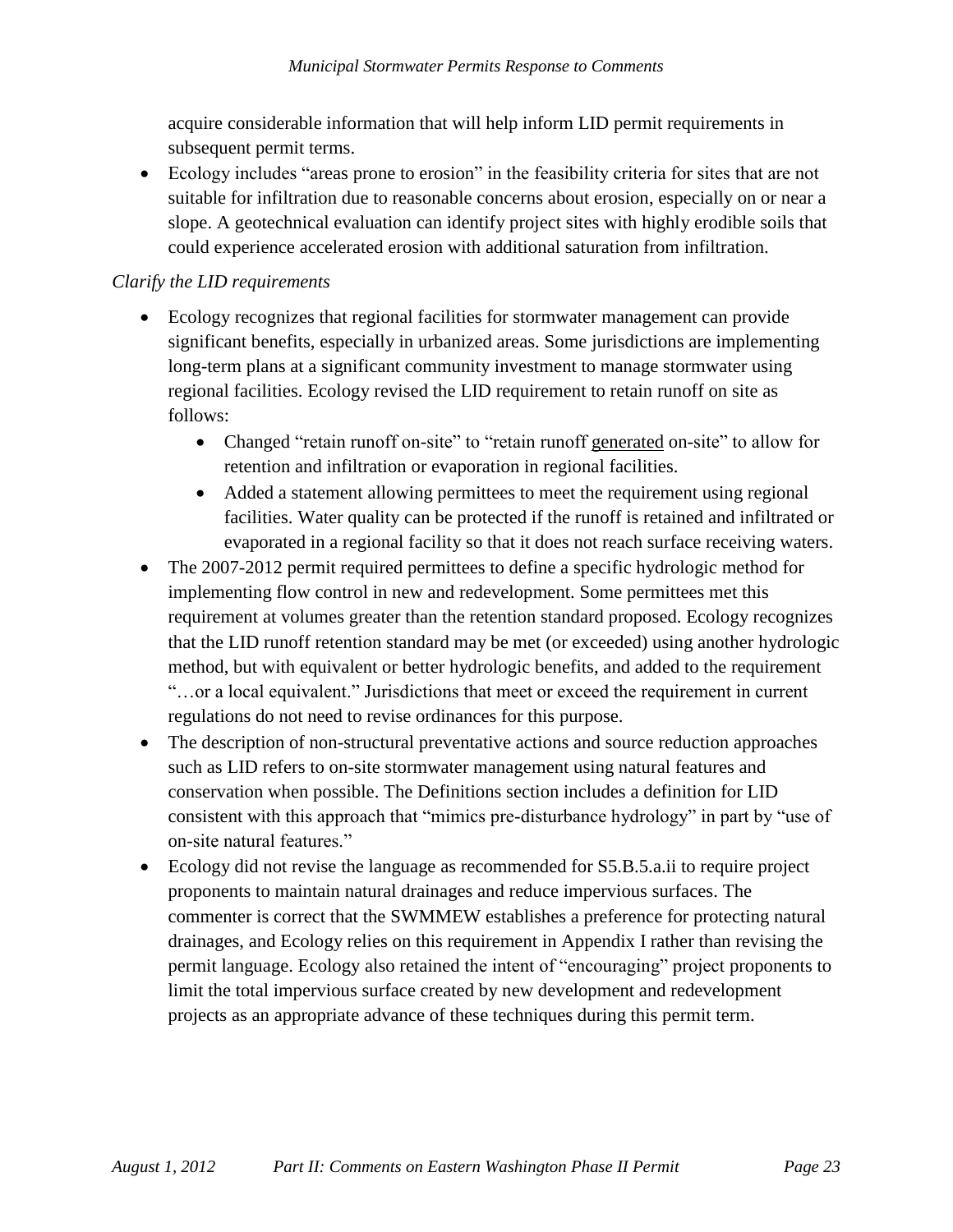acquire considerable information that will help inform LID permit requirements in subsequent permit terms.

- Ecology includes "areas prone to erosion" in the feasibility criteria for sites that are not suitable for infiltration due to reasonable concerns about erosion, especially on or near a slope. A geotechnical evaluation can identify project sites with highly erodible soils that could experience accelerated erosion with additional saturation from infiltration.

*Clarify the LID requirements*

- Ecology recognizes that regional facilities for stormwater management can provide significant benefits, especially in urbanized areas. Some jurisdictions are implementing long-term plans at a significant community investment to manage stormwater using regional facilities. Ecology revised the LID requirement to retain runoff on site as follows:
  - Changed "retain runoff on-site" to "retain runoff <u>generated</u> on-site" to allow for retention and infiltration or evaporation in regional facilities.
  - Added a statement allowing permittees to meet the requirement using regional facilities. Water quality can be protected if the runoff is retained and infiltrated or evaporated in a regional facility so that it does not reach surface receiving waters.
- The 2007-2012 permit required permittees to define a specific hydrologic method for implementing flow control in new and redevelopment. Some permittees met this requirement at volumes greater than the retention standard proposed. Ecology recognizes that the LID runoff retention standard may be met (or exceeded) using another hydrologic method, but with equivalent or better hydrologic benefits, and added to the requirement "…or a local equivalent." Jurisdictions that meet or exceed the requirement in current regulations do not need to revise ordinances for this purpose.
- The description of non-structural preventative actions and source reduction approaches such as LID refers to on-site stormwater management using natural features and conservation when possible. The Definitions section includes a definition for LID consistent with this approach that "mimics pre-disturbance hydrology" in part by "use of on-site natural features."
- Ecology did not revise the language as recommended for S5.B.5.a.ii to require project proponents to maintain natural drainages and reduce impervious surfaces. The commenter is correct that the SWMMEW establishes a preference for protecting natural drainages, and Ecology relies on this requirement in Appendix I rather than revising the permit language. Ecology also retained the intent of "encouraging" project proponents to limit the total impervious surface created by new development and redevelopment projects as an appropriate advance of these techniques during this permit term.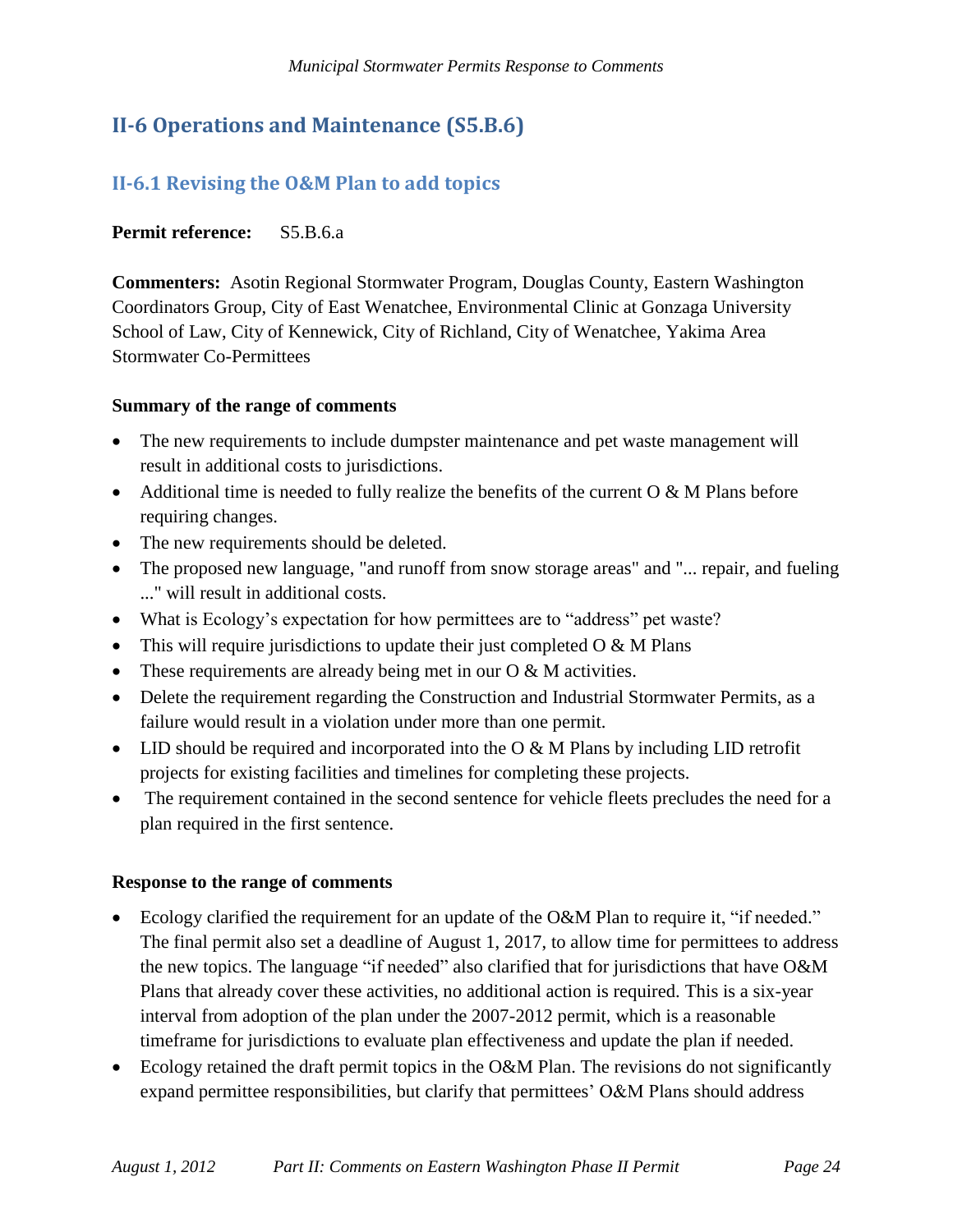## II-6 Operations and Maintenance (S5.B.6)

### II-6.1 Revising the O&M Plan to add topics

**Permit reference:** S5.B.6.a

**Commenters:** Asotin Regional Stormwater Program, Douglas County, Eastern Washington Coordinators Group, City of East Wenatchee, Environmental Clinic at Gonzaga University School of Law, City of Kennewick, City of Richland, City of Wenatchee, Yakima Area Stormwater Co-Permittees

**Summary of the range of comments**

- The new requirements to include dumpster maintenance and pet waste management will result in additional costs to jurisdictions.
- Additional time is needed to fully realize the benefits of the current O & M Plans before requiring changes.
- The new requirements should be deleted.
- The proposed new language, "and runoff from snow storage areas" and "... repair, and fueling ..." will result in additional costs.
- What is Ecology's expectation for how permittees are to "address" pet waste?
- This will require jurisdictions to update their just completed O & M Plans
- These requirements are already being met in our O & M activities.
- Delete the requirement regarding the Construction and Industrial Stormwater Permits, as a failure would result in a violation under more than one permit.
- LID should be required and incorporated into the O & M Plans by including LID retrofit projects for existing facilities and timelines for completing these projects.
- The requirement contained in the second sentence for vehicle fleets precludes the need for a plan required in the first sentence.

**Response to the range of comments**

- Ecology clarified the requirement for an update of the O&M Plan to require it, "if needed." The final permit also set a deadline of August 1, 2017, to allow time for permittees to address the new topics. The language "if needed" also clarified that for jurisdictions that have O&M Plans that already cover these activities, no additional action is required. This is a six-year interval from adoption of the plan under the 2007-2012 permit, which is a reasonable timeframe for jurisdictions to evaluate plan effectiveness and update the plan if needed.
- Ecology retained the draft permit topics in the O&M Plan. The revisions do not significantly expand permittee responsibilities, but clarify that permittees' O&M Plans should address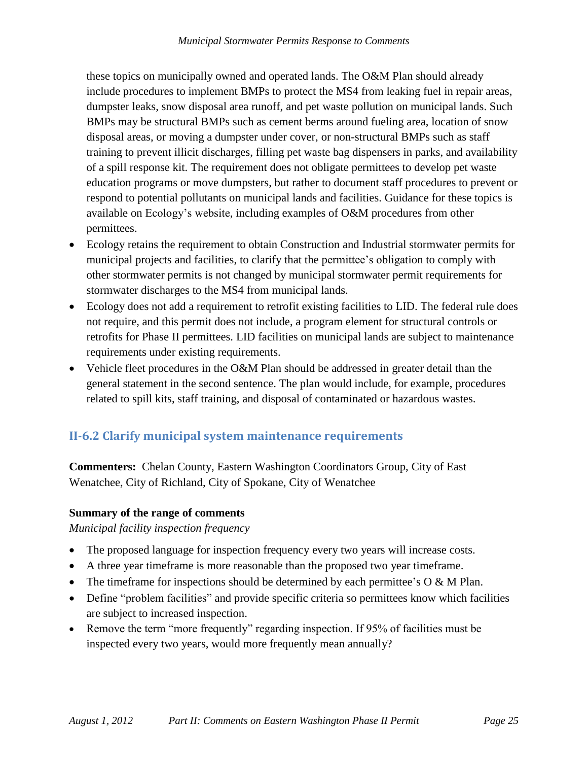these topics on municipally owned and operated lands. The O&M Plan should already include procedures to implement BMPs to protect the MS4 from leaking fuel in repair areas, dumpster leaks, snow disposal area runoff, and pet waste pollution on municipal lands. Such BMPs may be structural BMPs such as cement berms around fueling area, location of snow disposal areas, or moving a dumpster under cover, or non-structural BMPs such as staff training to prevent illicit discharges, filling pet waste bag dispensers in parks, and availability of a spill response kit. The requirement does not obligate permittees to develop pet waste education programs or move dumpsters, but rather to document staff procedures to prevent or respond to potential pollutants on municipal lands and facilities. Guidance for these topics is available on Ecology's website, including examples of O&M procedures from other permittees.

- Ecology retains the requirement to obtain Construction and Industrial stormwater permits for municipal projects and facilities, to clarify that the permittee's obligation to comply with other stormwater permits is not changed by municipal stormwater permit requirements for stormwater discharges to the MS4 from municipal lands.
- Ecology does not add a requirement to retrofit existing facilities to LID. The federal rule does not require, and this permit does not include, a program element for structural controls or retrofits for Phase II permittees. LID facilities on municipal lands are subject to maintenance requirements under existing requirements.
- Vehicle fleet procedures in the O&M Plan should be addressed in greater detail than the general statement in the second sentence. The plan would include, for example, procedures related to spill kits, staff training, and disposal of contaminated or hazardous wastes.

## II-6.2 Clarify municipal system maintenance requirements

**Commenters:** Chelan County, Eastern Washington Coordinators Group, City of East Wenatchee, City of Richland, City of Spokane, City of Wenatchee

**Summary of the range of comments**

*Municipal facility inspection frequency*

- The proposed language for inspection frequency every two years will increase costs.
- A three year timeframe is more reasonable than the proposed two year timeframe.
- The timeframe for inspections should be determined by each permittee's O & M Plan.
- Define "problem facilities" and provide specific criteria so permittees know which facilities are subject to increased inspection.
- Remove the term "more frequently" regarding inspection. If 95% of facilities must be inspected every two years, would more frequently mean annually?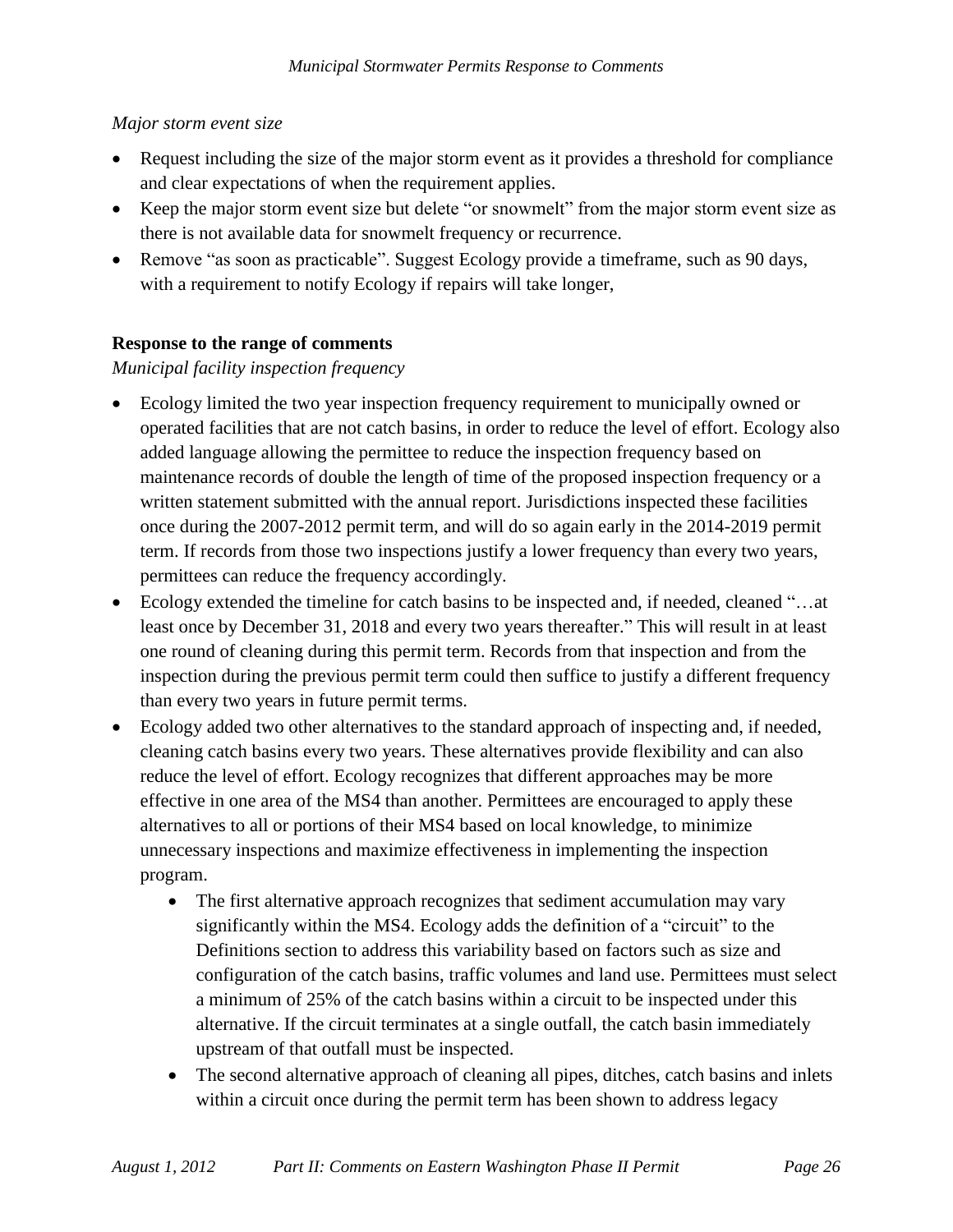*Major storm event size*

- Request including the size of the major storm event as it provides a threshold for compliance and clear expectations of when the requirement applies.
- Keep the major storm event size but delete "or snowmelt" from the major storm event size as there is not available data for snowmelt frequency or recurrence.
- Remove "as soon as practicable". Suggest Ecology provide a timeframe, such as 90 days, with a requirement to notify Ecology if repairs will take longer,

**Response to the range of comments**

*Municipal facility inspection frequency*

- Ecology limited the two year inspection frequency requirement to municipally owned or operated facilities that are not catch basins, in order to reduce the level of effort. Ecology also added language allowing the permittee to reduce the inspection frequency based on maintenance records of double the length of time of the proposed inspection frequency or a written statement submitted with the annual report. Jurisdictions inspected these facilities once during the 2007-2012 permit term, and will do so again early in the 2014-2019 permit term. If records from those two inspections justify a lower frequency than every two years, permittees can reduce the frequency accordingly.
- Ecology extended the timeline for catch basins to be inspected and, if needed, cleaned "…at least once by December 31, 2018 and every two years thereafter." This will result in at least one round of cleaning during this permit term. Records from that inspection and from the inspection during the previous permit term could then suffice to justify a different frequency than every two years in future permit terms.
- Ecology added two other alternatives to the standard approach of inspecting and, if needed, cleaning catch basins every two years. These alternatives provide flexibility and can also reduce the level of effort. Ecology recognizes that different approaches may be more effective in one area of the MS4 than another. Permittees are encouraged to apply these alternatives to all or portions of their MS4 based on local knowledge, to minimize unnecessary inspections and maximize effectiveness in implementing the inspection program.
    - The first alternative approach recognizes that sediment accumulation may vary significantly within the MS4. Ecology adds the definition of a "circuit" to the Definitions section to address this variability based on factors such as size and configuration of the catch basins, traffic volumes and land use. Permittees must select a minimum of 25% of the catch basins within a circuit to be inspected under this alternative. If the circuit terminates at a single outfall, the catch basin immediately upstream of that outfall must be inspected.
    - The second alternative approach of cleaning all pipes, ditches, catch basins and inlets within a circuit once during the permit term has been shown to address legacy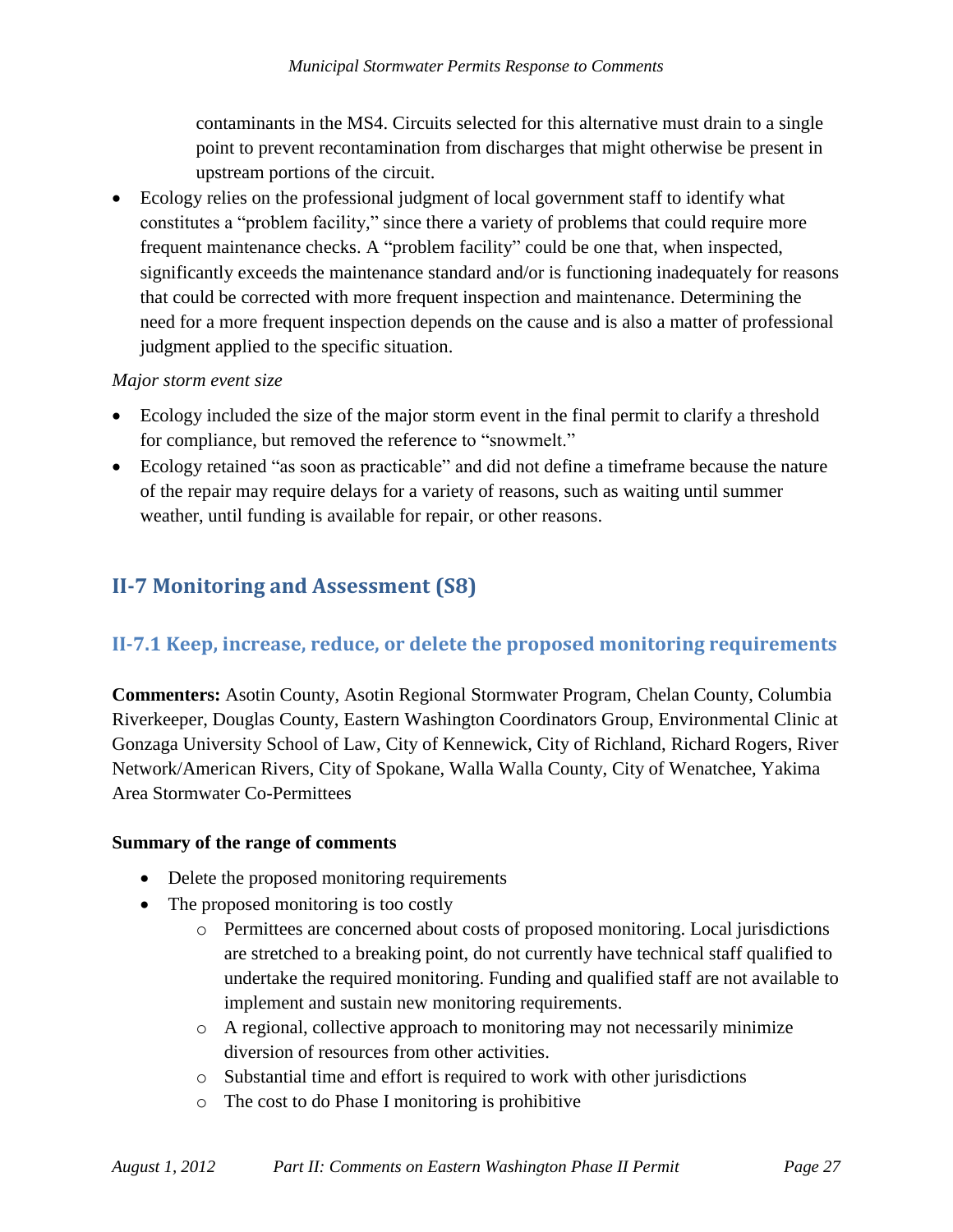contaminants in the MS4. Circuits selected for this alternative must drain to a single point to prevent recontamination from discharges that might otherwise be present in upstream portions of the circuit.

- Ecology relies on the professional judgment of local government staff to identify what constitutes a "problem facility," since there a variety of problems that could require more frequent maintenance checks. A "problem facility" could be one that, when inspected, significantly exceeds the maintenance standard and/or is functioning inadequately for reasons that could be corrected with more frequent inspection and maintenance. Determining the need for a more frequent inspection depends on the cause and is also a matter of professional judgment applied to the specific situation.

*Major storm event size*

- Ecology included the size of the major storm event in the final permit to clarify a threshold for compliance, but removed the reference to "snowmelt."
- Ecology retained "as soon as practicable" and did not define a timeframe because the nature of the repair may require delays for a variety of reasons, such as waiting until summer weather, until funding is available for repair, or other reasons.

## II-7 Monitoring and Assessment (S8)

### II-7.1 Keep, increase, reduce, or delete the proposed monitoring requirements

**Commenters:** Asotin County, Asotin Regional Stormwater Program, Chelan County, Columbia Riverkeeper, Douglas County, Eastern Washington Coordinators Group, Environmental Clinic at Gonzaga University School of Law, City of Kennewick, City of Richland, Richard Rogers, River Network/American Rivers, City of Spokane, Walla Walla County, City of Wenatchee, Yakima Area Stormwater Co-Permittees

**Summary of the range of comments**

- Delete the proposed monitoring requirements
- The proposed monitoring is too costly
  - Permittees are concerned about costs of proposed monitoring. Local jurisdictions are stretched to a breaking point, do not currently have technical staff qualified to undertake the required monitoring. Funding and qualified staff are not available to implement and sustain new monitoring requirements.
  - A regional, collective approach to monitoring may not necessarily minimize diversion of resources from other activities.
  - Substantial time and effort is required to work with other jurisdictions
  - The cost to do Phase I monitoring is prohibitive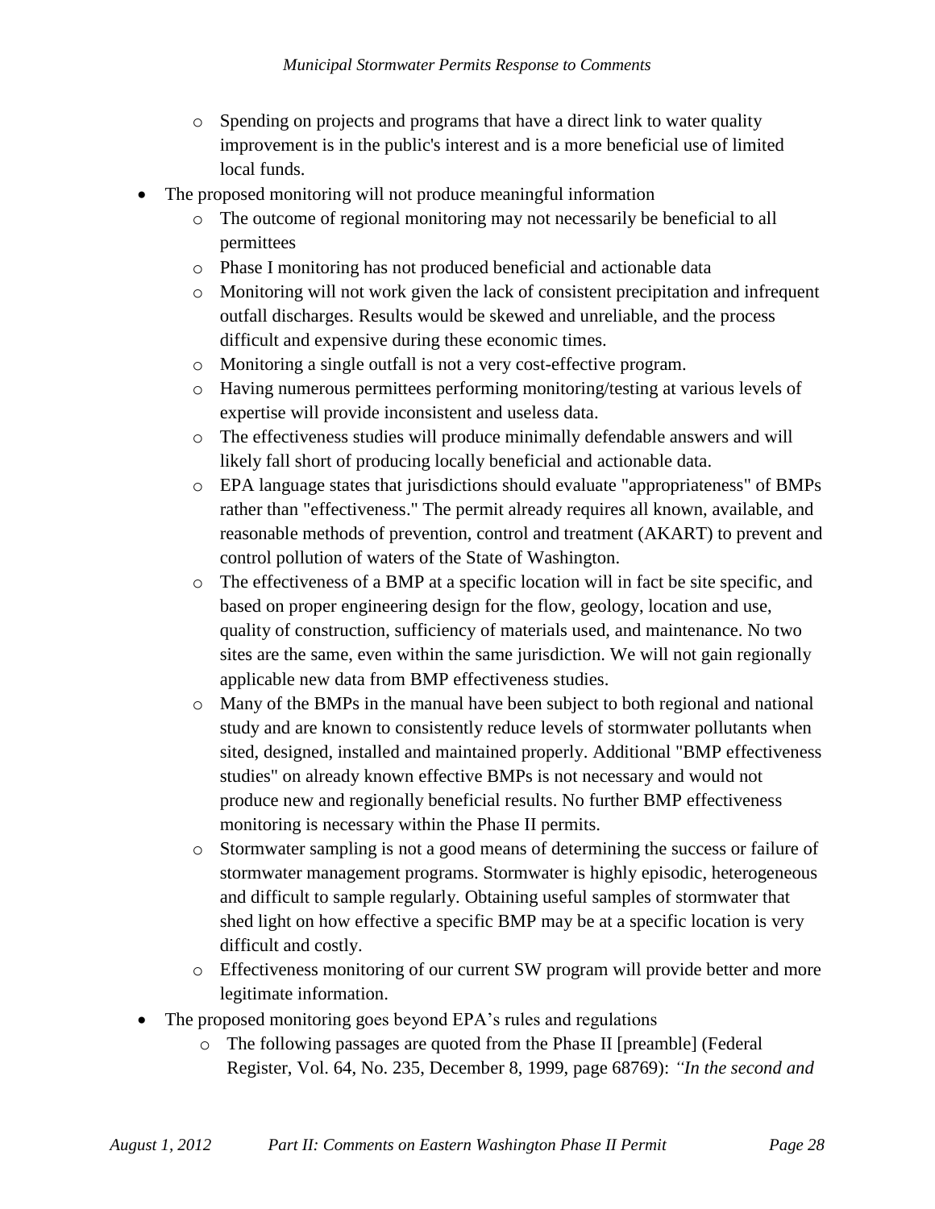- Spending on projects and programs that have a direct link to water quality improvement is in the public's interest and is a more beneficial use of limited local funds.
- The proposed monitoring will not produce meaningful information
  - The outcome of regional monitoring may not necessarily be beneficial to all permittees
  - Phase I monitoring has not produced beneficial and actionable data
  - Monitoring will not work given the lack of consistent precipitation and infrequent outfall discharges. Results would be skewed and unreliable, and the process difficult and expensive during these economic times.
  - Monitoring a single outfall is not a very cost-effective program.
  - Having numerous permittees performing monitoring/testing at various levels of expertise will provide inconsistent and useless data.
  - The effectiveness studies will produce minimally defendable answers and will likely fall short of producing locally beneficial and actionable data.
  - EPA language states that jurisdictions should evaluate "appropriateness" of BMPs rather than "effectiveness." The permit already requires all known, available, and reasonable methods of prevention, control and treatment (AKART) to prevent and control pollution of waters of the State of Washington.
  - The effectiveness of a BMP at a specific location will in fact be site specific, and based on proper engineering design for the flow, geology, location and use, quality of construction, sufficiency of materials used, and maintenance. No two sites are the same, even within the same jurisdiction. We will not gain regionally applicable new data from BMP effectiveness studies.
  - Many of the BMPs in the manual have been subject to both regional and national study and are known to consistently reduce levels of stormwater pollutants when sited, designed, installed and maintained properly. Additional "BMP effectiveness studies" on already known effective BMPs is not necessary and would not produce new and regionally beneficial results. No further BMP effectiveness monitoring is necessary within the Phase II permits.
  - Stormwater sampling is not a good means of determining the success or failure of stormwater management programs. Stormwater is highly episodic, heterogeneous and difficult to sample regularly. Obtaining useful samples of stormwater that shed light on how effective a specific BMP may be at a specific location is very difficult and costly.
  - Effectiveness monitoring of our current SW program will provide better and more legitimate information.
- The proposed monitoring goes beyond EPA's rules and regulations
  - The following passages are quoted from the Phase II [preamble] (Federal Register, Vol. 64, No. 235, December 8, 1999, page 68769): *"In the second and*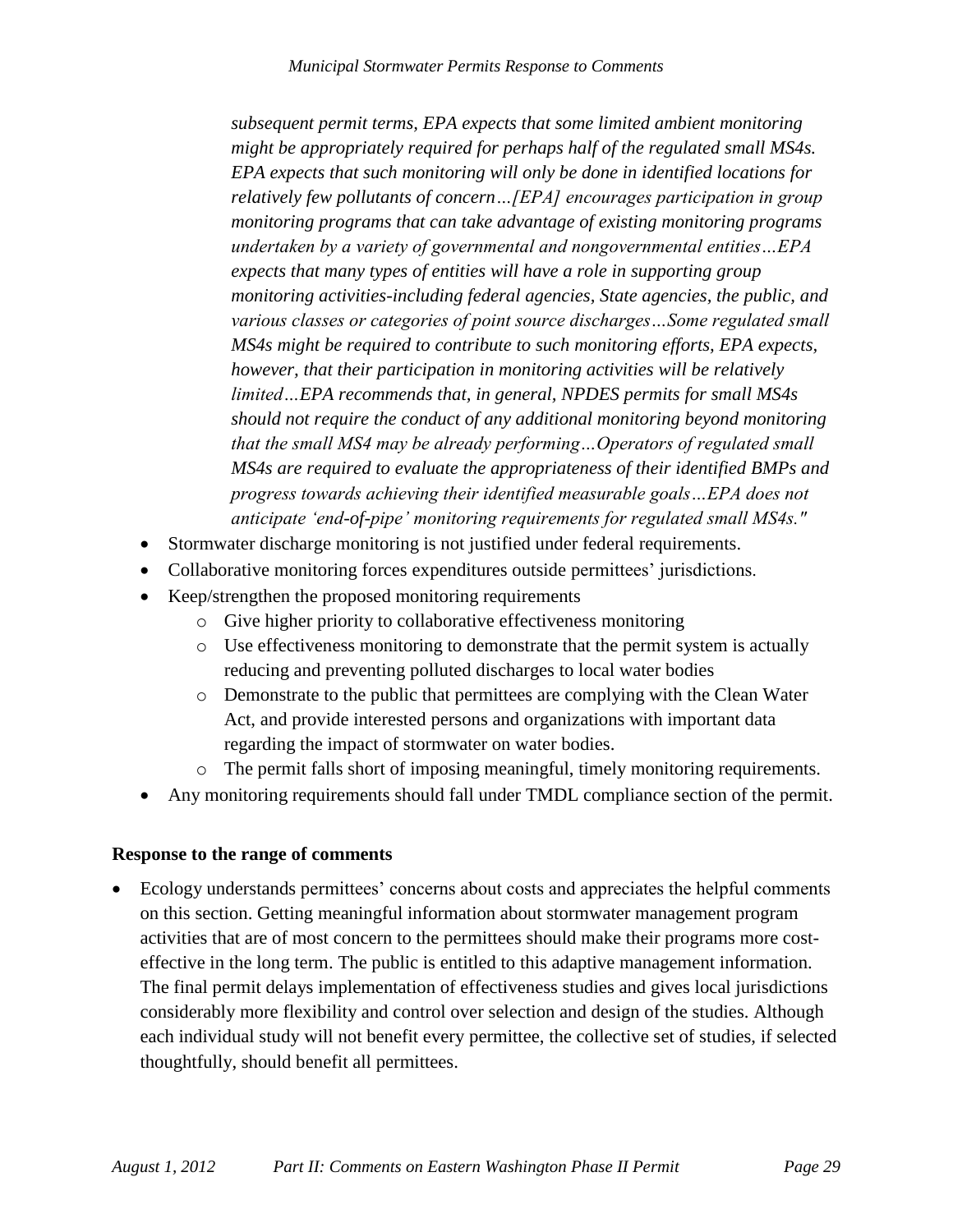*subsequent permit terms, EPA expects that some limited ambient monitoring might be appropriately required for perhaps half of the regulated small MS4s. EPA expects that such monitoring will only be done in identified locations for relatively few pollutants of concern…[EPA] encourages participation in group monitoring programs that can take advantage of existing monitoring programs undertaken by a variety of governmental and nongovernmental entities…EPA expects that many types of entities will have a role in supporting group monitoring activities-including federal agencies, State agencies, the public, and various classes or categories of point source discharges…Some regulated small MS4s might be required to contribute to such monitoring efforts, EPA expects, however, that their participation in monitoring activities will be relatively limited…EPA recommends that, in general, NPDES permits for small MS4s should not require the conduct of any additional monitoring beyond monitoring that the small MS4 may be already performing…Operators of regulated small MS4s are required to evaluate the appropriateness of their identified BMPs and progress towards achieving their identified measurable goals…EPA does not anticipate 'end-of-pipe' monitoring requirements for regulated small MS4s."*

- Stormwater discharge monitoring is not justified under federal requirements.
- Collaborative monitoring forces expenditures outside permittees' jurisdictions.
- Keep/strengthen the proposed monitoring requirements
  - Give higher priority to collaborative effectiveness monitoring
  - Use effectiveness monitoring to demonstrate that the permit system is actually reducing and preventing polluted discharges to local water bodies
  - Demonstrate to the public that permittees are complying with the Clean Water Act, and provide interested persons and organizations with important data regarding the impact of stormwater on water bodies.
  - The permit falls short of imposing meaningful, timely monitoring requirements.
- Any monitoring requirements should fall under TMDL compliance section of the permit.

**Response to the range of comments**

- Ecology understands permittees' concerns about costs and appreciates the helpful comments on this section. Getting meaningful information about stormwater management program activities that are of most concern to the permittees should make their programs more cost-effective in the long term. The public is entitled to this adaptive management information. The final permit delays implementation of effectiveness studies and gives local jurisdictions considerably more flexibility and control over selection and design of the studies. Although each individual study will not benefit every permittee, the collective set of studies, if selected thoughtfully, should benefit all permittees.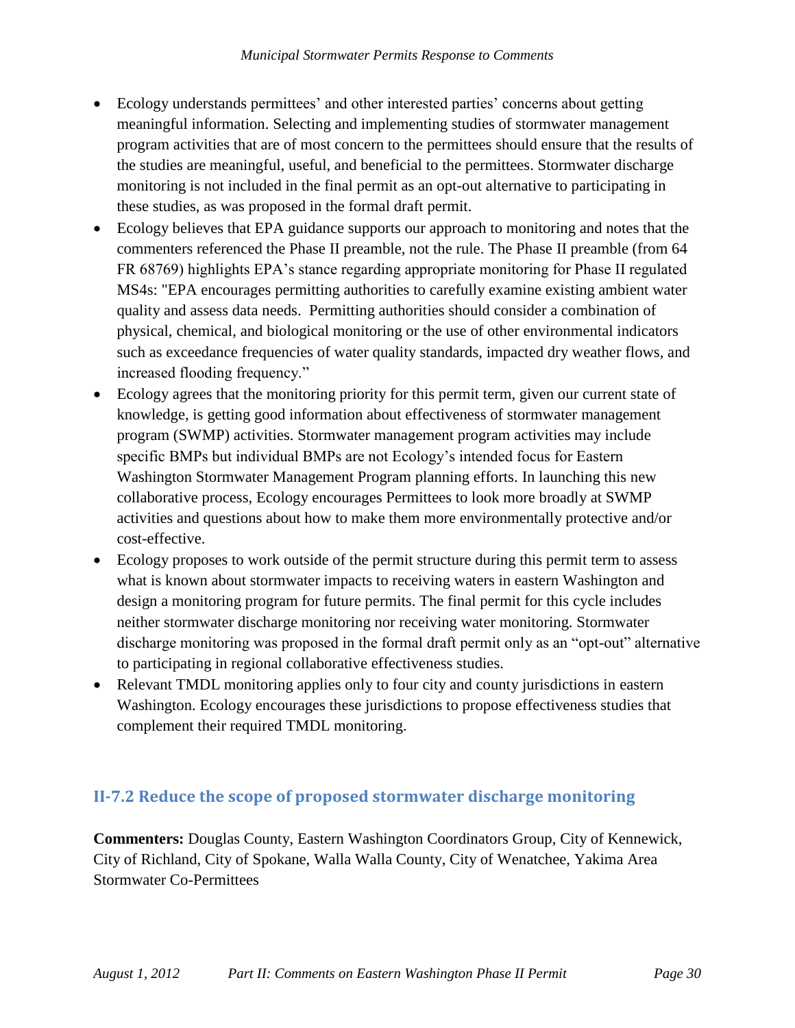- Ecology understands permittees' and other interested parties' concerns about getting meaningful information. Selecting and implementing studies of stormwater management program activities that are of most concern to the permittees should ensure that the results of the studies are meaningful, useful, and beneficial to the permittees. Stormwater discharge monitoring is not included in the final permit as an opt-out alternative to participating in these studies, as was proposed in the formal draft permit.
- Ecology believes that EPA guidance supports our approach to monitoring and notes that the commenters referenced the Phase II preamble, not the rule. The Phase II preamble (from 64 FR 68769) highlights EPA's stance regarding appropriate monitoring for Phase II regulated MS4s: "EPA encourages permitting authorities to carefully examine existing ambient water quality and assess data needs. Permitting authorities should consider a combination of physical, chemical, and biological monitoring or the use of other environmental indicators such as exceedance frequencies of water quality standards, impacted dry weather flows, and increased flooding frequency."
- Ecology agrees that the monitoring priority for this permit term, given our current state of knowledge, is getting good information about effectiveness of stormwater management program (SWMP) activities. Stormwater management program activities may include specific BMPs but individual BMPs are not Ecology's intended focus for Eastern Washington Stormwater Management Program planning efforts. In launching this new collaborative process, Ecology encourages Permittees to look more broadly at SWMP activities and questions about how to make them more environmentally protective and/or cost-effective.
- Ecology proposes to work outside of the permit structure during this permit term to assess what is known about stormwater impacts to receiving waters in eastern Washington and design a monitoring program for future permits. The final permit for this cycle includes neither stormwater discharge monitoring nor receiving water monitoring. Stormwater discharge monitoring was proposed in the formal draft permit only as an "opt-out" alternative to participating in regional collaborative effectiveness studies.
- Relevant TMDL monitoring applies only to four city and county jurisdictions in eastern Washington. Ecology encourages these jurisdictions to propose effectiveness studies that complement their required TMDL monitoring.

## II-7.2 Reduce the scope of proposed stormwater discharge monitoring

**Commenters:** Douglas County, Eastern Washington Coordinators Group, City of Kennewick, City of Richland, City of Spokane, Walla Walla County, City of Wenatchee, Yakima Area Stormwater Co-Permittees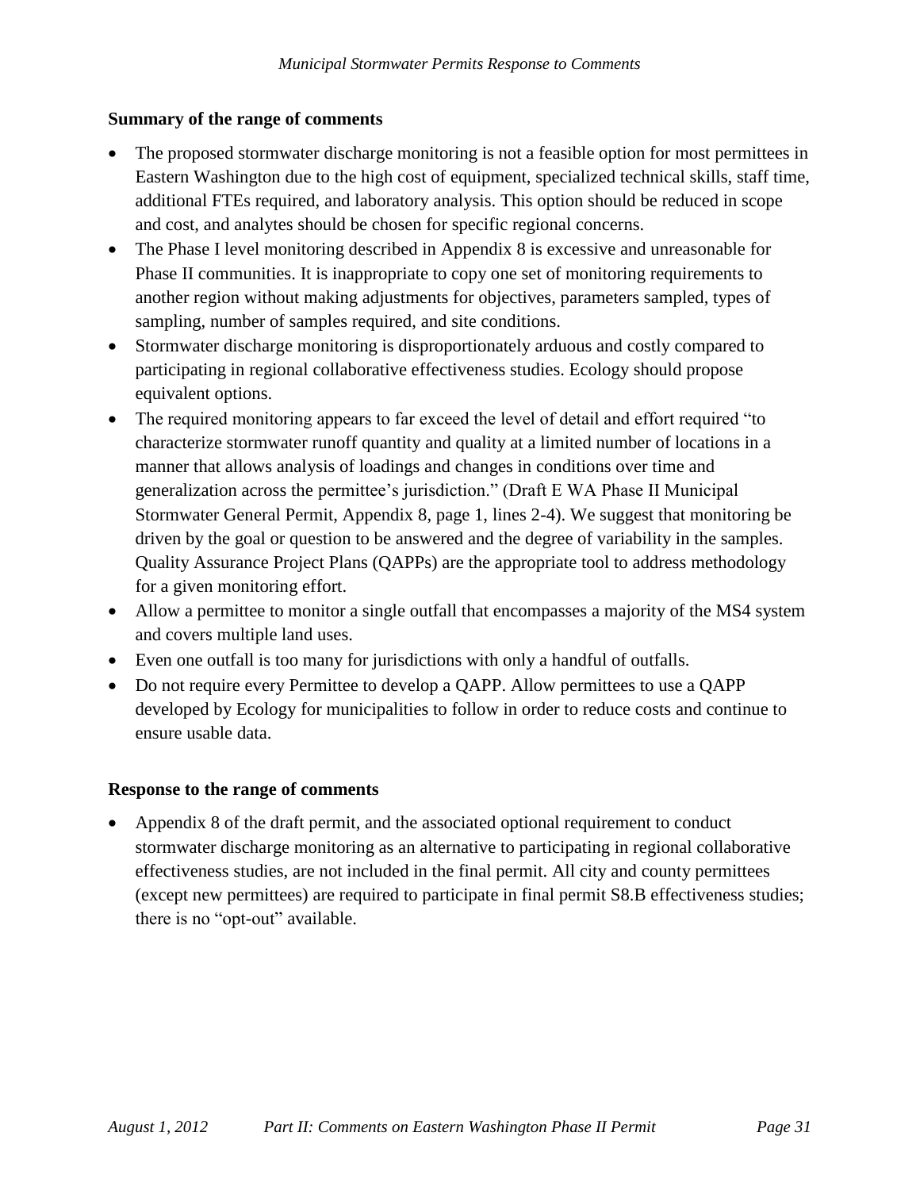**Summary of the range of comments**

- The proposed stormwater discharge monitoring is not a feasible option for most permittees in Eastern Washington due to the high cost of equipment, specialized technical skills, staff time, additional FTEs required, and laboratory analysis. This option should be reduced in scope and cost, and analytes should be chosen for specific regional concerns.
- The Phase I level monitoring described in Appendix 8 is excessive and unreasonable for Phase II communities. It is inappropriate to copy one set of monitoring requirements to another region without making adjustments for objectives, parameters sampled, types of sampling, number of samples required, and site conditions.
- Stormwater discharge monitoring is disproportionately arduous and costly compared to participating in regional collaborative effectiveness studies. Ecology should propose equivalent options.
- The required monitoring appears to far exceed the level of detail and effort required "to characterize stormwater runoff quantity and quality at a limited number of locations in a manner that allows analysis of loadings and changes in conditions over time and generalization across the permittee's jurisdiction." (Draft E WA Phase II Municipal Stormwater General Permit, Appendix 8, page 1, lines 2-4). We suggest that monitoring be driven by the goal or question to be answered and the degree of variability in the samples. Quality Assurance Project Plans (QAPPs) are the appropriate tool to address methodology for a given monitoring effort.
- Allow a permittee to monitor a single outfall that encompasses a majority of the MS4 system and covers multiple land uses.
- Even one outfall is too many for jurisdictions with only a handful of outfalls.
- Do not require every Permittee to develop a QAPP. Allow permittees to use a QAPP developed by Ecology for municipalities to follow in order to reduce costs and continue to ensure usable data.

**Response to the range of comments**

- Appendix 8 of the draft permit, and the associated optional requirement to conduct stormwater discharge monitoring as an alternative to participating in regional collaborative effectiveness studies, are not included in the final permit. All city and county permittees (except new permittees) are required to participate in final permit S8.B effectiveness studies; there is no "opt-out" available.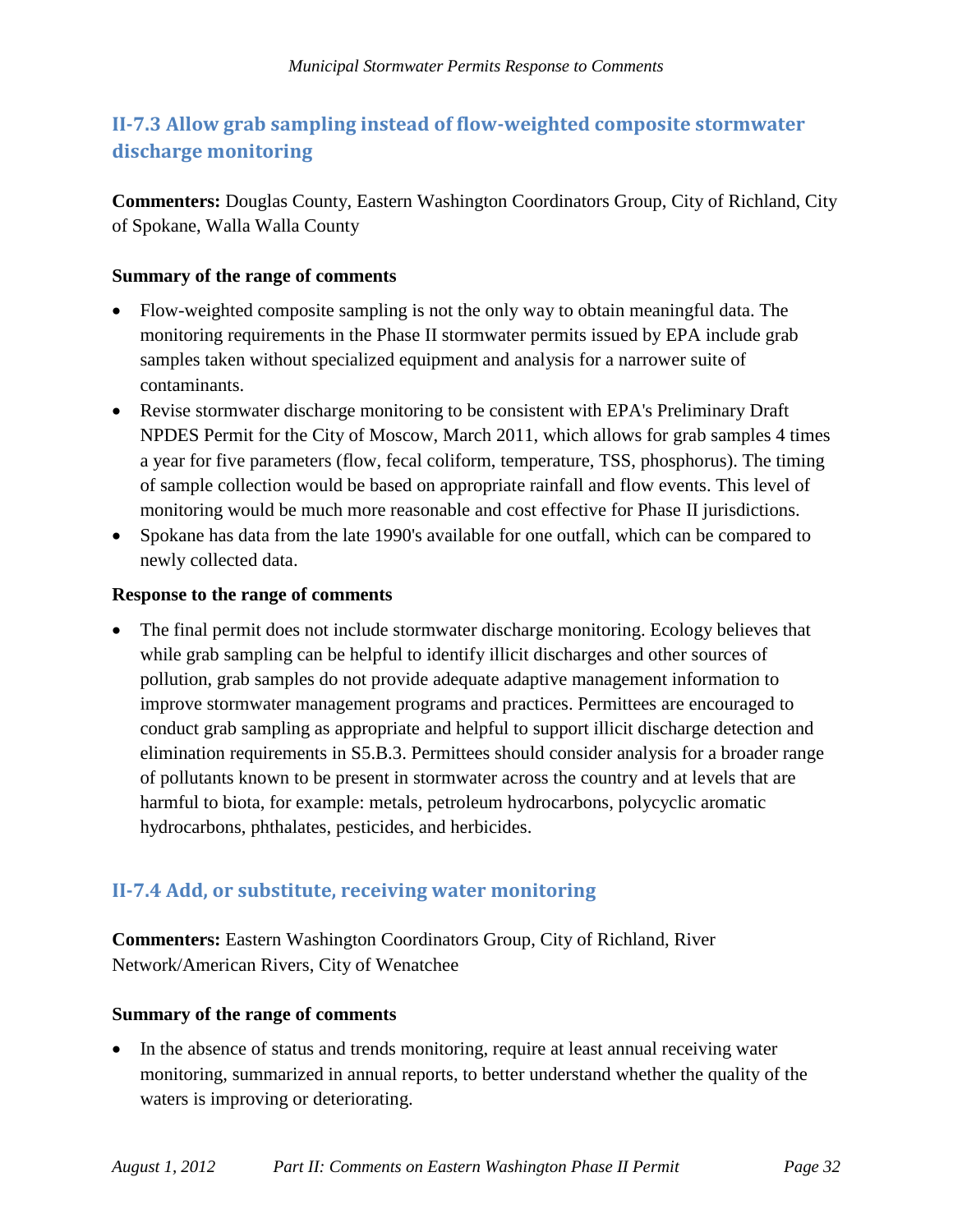## II-7.3 Allow grab sampling instead of flow-weighted composite stormwater discharge monitoring

**Commenters:** Douglas County, Eastern Washington Coordinators Group, City of Richland, City of Spokane, Walla Walla County

**Summary of the range of comments**

- Flow-weighted composite sampling is not the only way to obtain meaningful data. The monitoring requirements in the Phase II stormwater permits issued by EPA include grab samples taken without specialized equipment and analysis for a narrower suite of contaminants.
- Revise stormwater discharge monitoring to be consistent with EPA's Preliminary Draft NPDES Permit for the City of Moscow, March 2011, which allows for grab samples 4 times a year for five parameters (flow, fecal coliform, temperature, TSS, phosphorus). The timing of sample collection would be based on appropriate rainfall and flow events. This level of monitoring would be much more reasonable and cost effective for Phase II jurisdictions.
- Spokane has data from the late 1990's available for one outfall, which can be compared to newly collected data.

**Response to the range of comments**

- The final permit does not include stormwater discharge monitoring. Ecology believes that while grab sampling can be helpful to identify illicit discharges and other sources of pollution, grab samples do not provide adequate adaptive management information to improve stormwater management programs and practices. Permittees are encouraged to conduct grab sampling as appropriate and helpful to support illicit discharge detection and elimination requirements in S5.B.3. Permittees should consider analysis for a broader range of pollutants known to be present in stormwater across the country and at levels that are harmful to biota, for example: metals, petroleum hydrocarbons, polycyclic aromatic hydrocarbons, phthalates, pesticides, and herbicides.

## II-7.4 Add, or substitute, receiving water monitoring

**Commenters:** Eastern Washington Coordinators Group, City of Richland, River Network/American Rivers, City of Wenatchee

**Summary of the range of comments**

- In the absence of status and trends monitoring, require at least annual receiving water monitoring, summarized in annual reports, to better understand whether the quality of the waters is improving or deteriorating.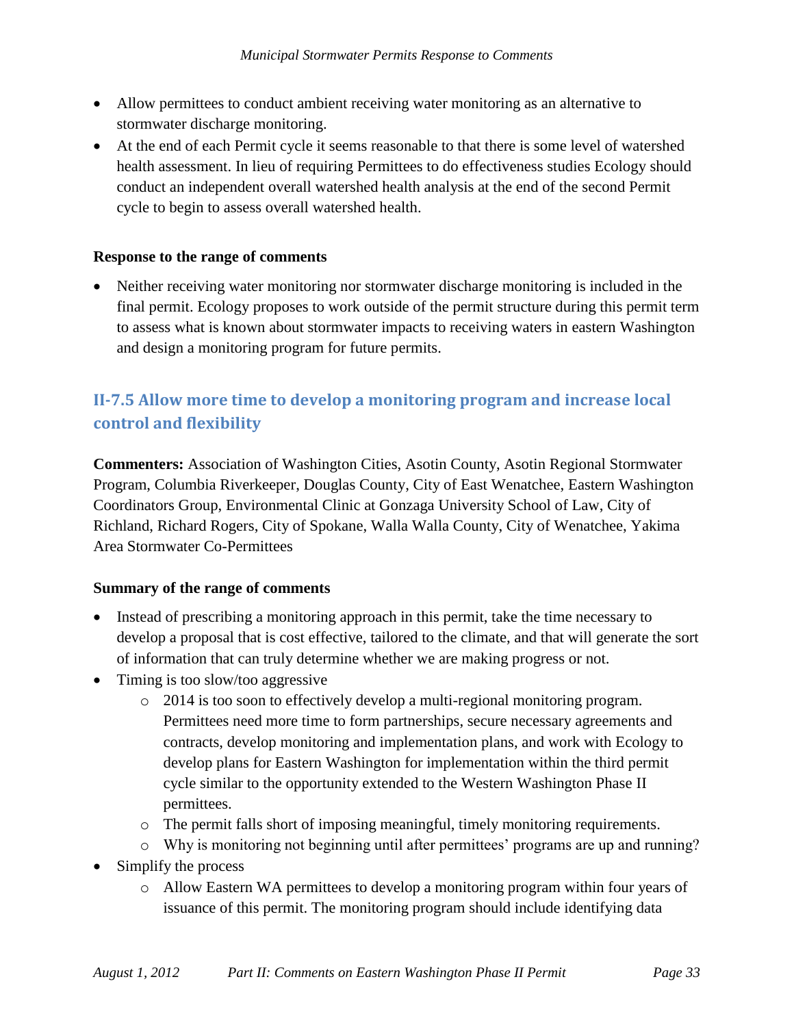- Allow permittees to conduct ambient receiving water monitoring as an alternative to stormwater discharge monitoring.
- At the end of each Permit cycle it seems reasonable to that there is some level of watershed health assessment. In lieu of requiring Permittees to do effectiveness studies Ecology should conduct an independent overall watershed health analysis at the end of the second Permit cycle to begin to assess overall watershed health.

**Response to the range of comments**

- Neither receiving water monitoring nor stormwater discharge monitoring is included in the final permit. Ecology proposes to work outside of the permit structure during this permit term to assess what is known about stormwater impacts to receiving waters in eastern Washington and design a monitoring program for future permits.

## II-7.5 Allow more time to develop a monitoring program and increase local control and flexibility

**Commenters:** Association of Washington Cities, Asotin County, Asotin Regional Stormwater Program, Columbia Riverkeeper, Douglas County, City of East Wenatchee, Eastern Washington Coordinators Group, Environmental Clinic at Gonzaga University School of Law, City of Richland, Richard Rogers, City of Spokane, Walla Walla County, City of Wenatchee, Yakima Area Stormwater Co-Permittees

**Summary of the range of comments**

- Instead of prescribing a monitoring approach in this permit, take the time necessary to develop a proposal that is cost effective, tailored to the climate, and that will generate the sort of information that can truly determine whether we are making progress or not.
- Timing is too slow/too aggressive
  - 2014 is too soon to effectively develop a multi-regional monitoring program. Permittees need more time to form partnerships, secure necessary agreements and contracts, develop monitoring and implementation plans, and work with Ecology to develop plans for Eastern Washington for implementation within the third permit cycle similar to the opportunity extended to the Western Washington Phase II permittees.
  - The permit falls short of imposing meaningful, timely monitoring requirements.
  - Why is monitoring not beginning until after permittees' programs are up and running?
- Simplify the process
  - Allow Eastern WA permittees to develop a monitoring program within four years of issuance of this permit. The monitoring program should include identifying data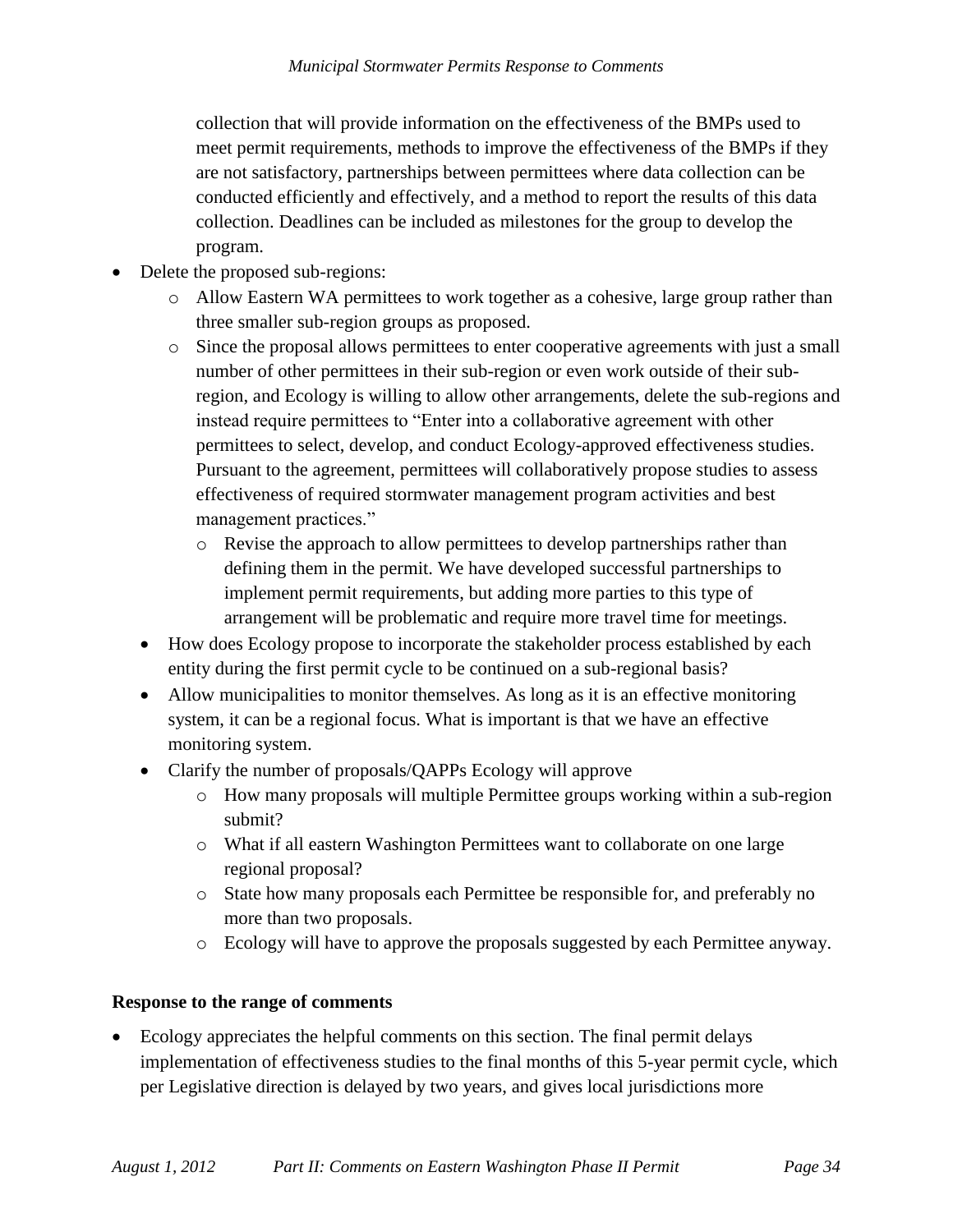collection that will provide information on the effectiveness of the BMPs used to meet permit requirements, methods to improve the effectiveness of the BMPs if they are not satisfactory, partnerships between permittees where data collection can be conducted efficiently and effectively, and a method to report the results of this data collection. Deadlines can be included as milestones for the group to develop the program.

- Delete the proposed sub-regions:
  - Allow Eastern WA permittees to work together as a cohesive, large group rather than three smaller sub-region groups as proposed.
  - Since the proposal allows permittees to enter cooperative agreements with just a small number of other permittees in their sub-region or even work outside of their sub-region, and Ecology is willing to allow other arrangements, delete the sub-regions and instead require permittees to "Enter into a collaborative agreement with other permittees to select, develop, and conduct Ecology-approved effectiveness studies. Pursuant to the agreement, permittees will collaboratively propose studies to assess effectiveness of required stormwater management program activities and best management practices."
    - Revise the approach to allow permittees to develop partnerships rather than defining them in the permit. We have developed successful partnerships to implement permit requirements, but adding more parties to this type of arrangement will be problematic and require more travel time for meetings.
  - How does Ecology propose to incorporate the stakeholder process established by each entity during the first permit cycle to be continued on a sub-regional basis?
  - Allow municipalities to monitor themselves. As long as it is an effective monitoring system, it can be a regional focus. What is important is that we have an effective monitoring system.
  - Clarify the number of proposals/QAPPs Ecology will approve
    - How many proposals will multiple Permittee groups working within a sub-region submit?
    - What if all eastern Washington Permittees want to collaborate on one large regional proposal?
    - State how many proposals each Permittee be responsible for, and preferably no more than two proposals.
    - Ecology will have to approve the proposals suggested by each Permittee anyway.

**Response to the range of comments**

- Ecology appreciates the helpful comments on this section. The final permit delays implementation of effectiveness studies to the final months of this 5-year permit cycle, which per Legislative direction is delayed by two years, and gives local jurisdictions more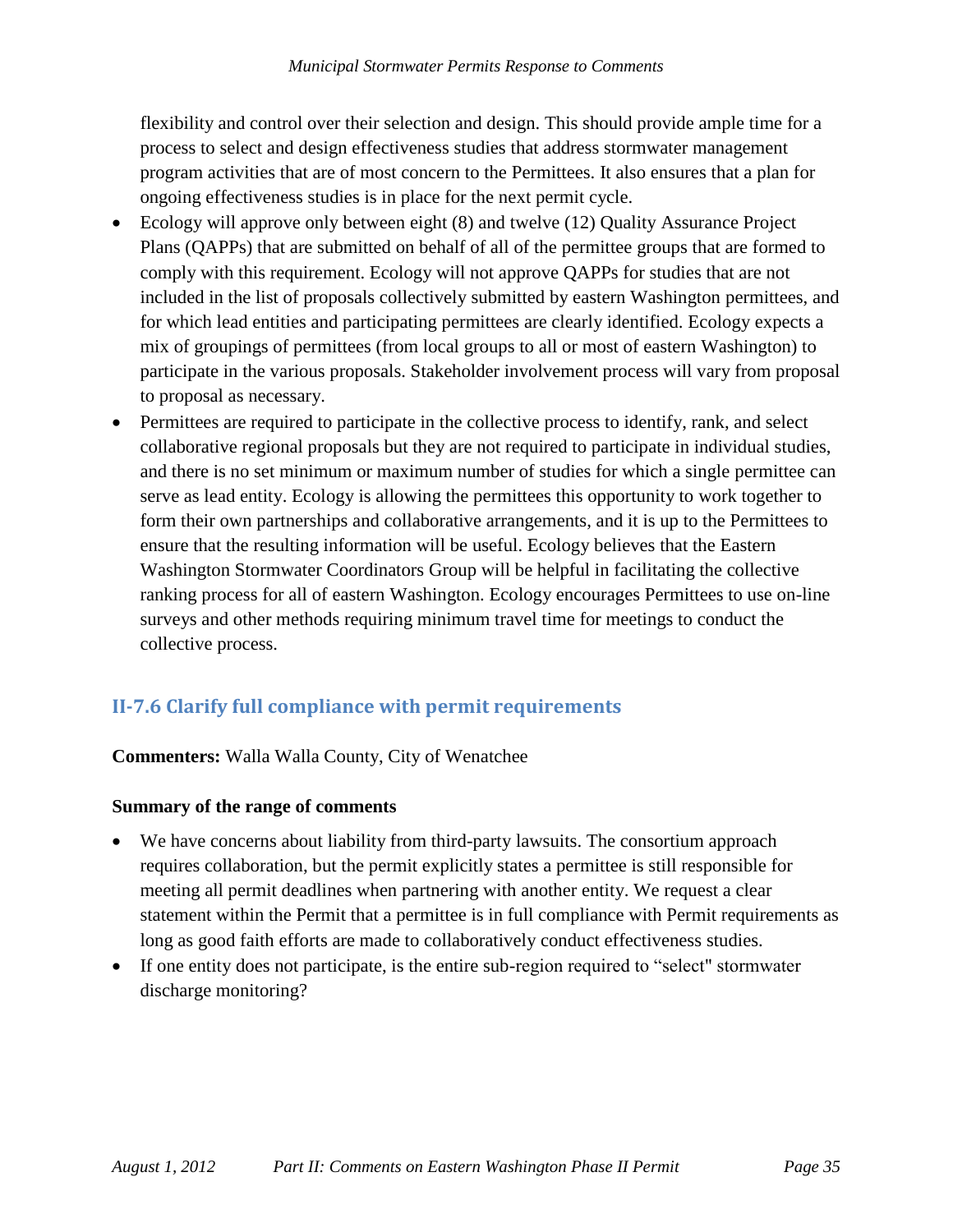flexibility and control over their selection and design. This should provide ample time for a process to select and design effectiveness studies that address stormwater management program activities that are of most concern to the Permittees. It also ensures that a plan for ongoing effectiveness studies is in place for the next permit cycle.

- Ecology will approve only between eight (8) and twelve (12) Quality Assurance Project Plans (QAPPs) that are submitted on behalf of all of the permittee groups that are formed to comply with this requirement. Ecology will not approve QAPPs for studies that are not included in the list of proposals collectively submitted by eastern Washington permittees, and for which lead entities and participating permittees are clearly identified. Ecology expects a mix of groupings of permittees (from local groups to all or most of eastern Washington) to participate in the various proposals. Stakeholder involvement process will vary from proposal to proposal as necessary.
- Permittees are required to participate in the collective process to identify, rank, and select collaborative regional proposals but they are not required to participate in individual studies, and there is no set minimum or maximum number of studies for which a single permittee can serve as lead entity. Ecology is allowing the permittees this opportunity to work together to form their own partnerships and collaborative arrangements, and it is up to the Permittees to ensure that the resulting information will be useful. Ecology believes that the Eastern Washington Stormwater Coordinators Group will be helpful in facilitating the collective ranking process for all of eastern Washington. Ecology encourages Permittees to use on-line surveys and other methods requiring minimum travel time for meetings to conduct the collective process.

## II-7.6 Clarify full compliance with permit requirements

**Commenters:** Walla Walla County, City of Wenatchee

**Summary of the range of comments**

- We have concerns about liability from third-party lawsuits. The consortium approach requires collaboration, but the permit explicitly states a permittee is still responsible for meeting all permit deadlines when partnering with another entity. We request a clear statement within the Permit that a permittee is in full compliance with Permit requirements as long as good faith efforts are made to collaboratively conduct effectiveness studies.
- If one entity does not participate, is the entire sub-region required to “select" stormwater discharge monitoring?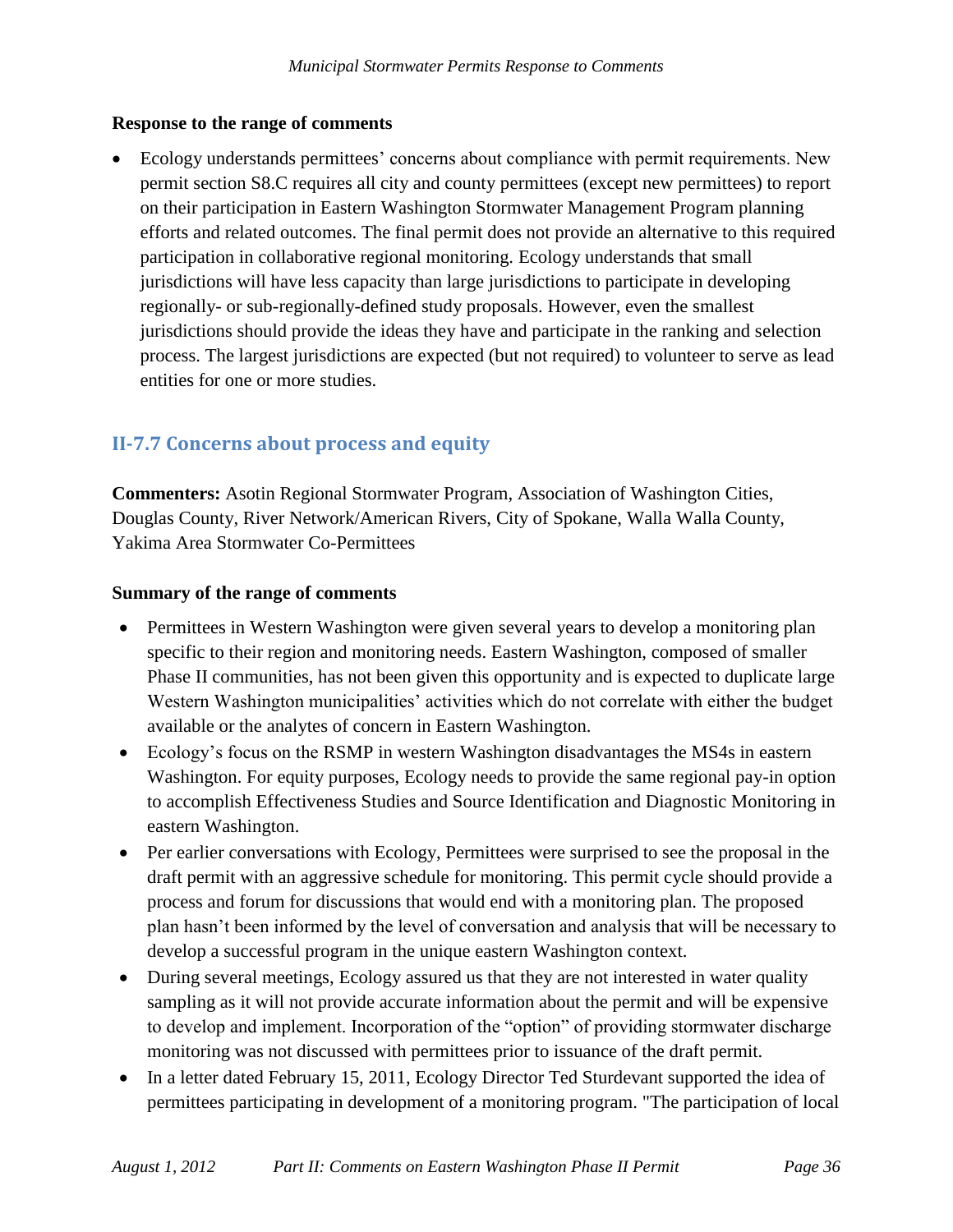**Response to the range of comments**

- Ecology understands permittees' concerns about compliance with permit requirements. New permit section S8.C requires all city and county permittees (except new permittees) to report on their participation in Eastern Washington Stormwater Management Program planning efforts and related outcomes. The final permit does not provide an alternative to this required participation in collaborative regional monitoring. Ecology understands that small jurisdictions will have less capacity than large jurisdictions to participate in developing regionally- or sub-regionally-defined study proposals. However, even the smallest jurisdictions should provide the ideas they have and participate in the ranking and selection process. The largest jurisdictions are expected (but not required) to volunteer to serve as lead entities for one or more studies.

## II-7.7 Concerns about process and equity

**Commenters:** Asotin Regional Stormwater Program, Association of Washington Cities, Douglas County, River Network/American Rivers, City of Spokane, Walla Walla County, Yakima Area Stormwater Co-Permittees

**Summary of the range of comments**

- Permittees in Western Washington were given several years to develop a monitoring plan specific to their region and monitoring needs. Eastern Washington, composed of smaller Phase II communities, has not been given this opportunity and is expected to duplicate large Western Washington municipalities' activities which do not correlate with either the budget available or the analytes of concern in Eastern Washington.
- Ecology's focus on the RSMP in western Washington disadvantages the MS4s in eastern Washington. For equity purposes, Ecology needs to provide the same regional pay-in option to accomplish Effectiveness Studies and Source Identification and Diagnostic Monitoring in eastern Washington.
- Per earlier conversations with Ecology, Permittees were surprised to see the proposal in the draft permit with an aggressive schedule for monitoring. This permit cycle should provide a process and forum for discussions that would end with a monitoring plan. The proposed plan hasn't been informed by the level of conversation and analysis that will be necessary to develop a successful program in the unique eastern Washington context.
- During several meetings, Ecology assured us that they are not interested in water quality sampling as it will not provide accurate information about the permit and will be expensive to develop and implement. Incorporation of the "option" of providing stormwater discharge monitoring was not discussed with permittees prior to issuance of the draft permit.
- In a letter dated February 15, 2011, Ecology Director Ted Sturdevant supported the idea of permittees participating in development of a monitoring program. "The participation of local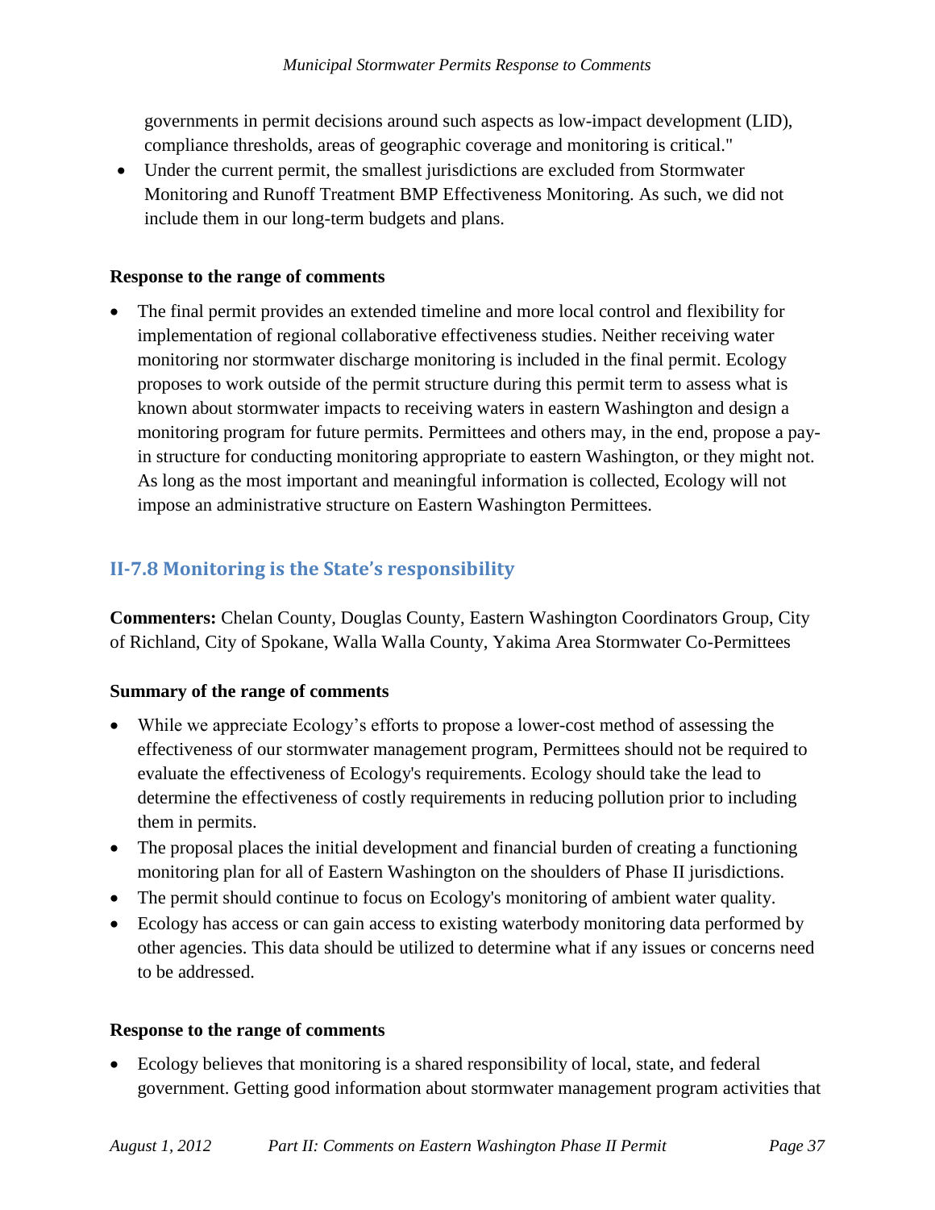governments in permit decisions around such aspects as low-impact development (LID), compliance thresholds, areas of geographic coverage and monitoring is critical."

- Under the current permit, the smallest jurisdictions are excluded from Stormwater Monitoring and Runoff Treatment BMP Effectiveness Monitoring. As such, we did not include them in our long-term budgets and plans.

**Response to the range of comments**

- The final permit provides an extended timeline and more local control and flexibility for implementation of regional collaborative effectiveness studies. Neither receiving water monitoring nor stormwater discharge monitoring is included in the final permit. Ecology proposes to work outside of the permit structure during this permit term to assess what is known about stormwater impacts to receiving waters in eastern Washington and design a monitoring program for future permits. Permittees and others may, in the end, propose a pay-in structure for conducting monitoring appropriate to eastern Washington, or they might not. As long as the most important and meaningful information is collected, Ecology will not impose an administrative structure on Eastern Washington Permittees.

## II-7.8 Monitoring is the State's responsibility

**Commenters:** Chelan County, Douglas County, Eastern Washington Coordinators Group, City of Richland, City of Spokane, Walla Walla County, Yakima Area Stormwater Co-Permittees

**Summary of the range of comments**

- While we appreciate Ecology's efforts to propose a lower-cost method of assessing the effectiveness of our stormwater management program, Permittees should not be required to evaluate the effectiveness of Ecology's requirements. Ecology should take the lead to determine the effectiveness of costly requirements in reducing pollution prior to including them in permits.
- The proposal places the initial development and financial burden of creating a functioning monitoring plan for all of Eastern Washington on the shoulders of Phase II jurisdictions.
- The permit should continue to focus on Ecology's monitoring of ambient water quality.
- Ecology has access or can gain access to existing waterbody monitoring data performed by other agencies. This data should be utilized to determine what if any issues or concerns need to be addressed.

**Response to the range of comments**

- Ecology believes that monitoring is a shared responsibility of local, state, and federal government. Getting good information about stormwater management program activities that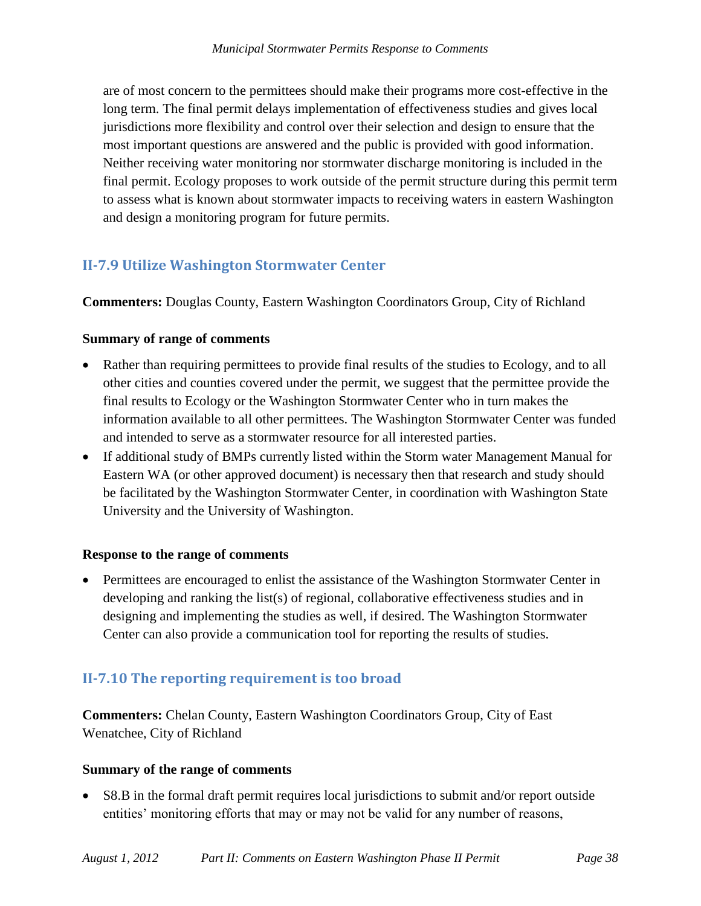are of most concern to the permittees should make their programs more cost-effective in the long term. The final permit delays implementation of effectiveness studies and gives local jurisdictions more flexibility and control over their selection and design to ensure that the most important questions are answered and the public is provided with good information. Neither receiving water monitoring nor stormwater discharge monitoring is included in the final permit. Ecology proposes to work outside of the permit structure during this permit term to assess what is known about stormwater impacts to receiving waters in eastern Washington and design a monitoring program for future permits.

### II-7.9 Utilize Washington Stormwater Center

**Commenters:** Douglas County, Eastern Washington Coordinators Group, City of Richland

**Summary of range of comments**

- Rather than requiring permittees to provide final results of the studies to Ecology, and to all other cities and counties covered under the permit, we suggest that the permittee provide the final results to Ecology or the Washington Stormwater Center who in turn makes the information available to all other permittees. The Washington Stormwater Center was funded and intended to serve as a stormwater resource for all interested parties.
- If additional study of BMPs currently listed within the Storm water Management Manual for Eastern WA (or other approved document) is necessary then that research and study should be facilitated by the Washington Stormwater Center, in coordination with Washington State University and the University of Washington.

**Response to the range of comments**

- Permittees are encouraged to enlist the assistance of the Washington Stormwater Center in developing and ranking the list(s) of regional, collaborative effectiveness studies and in designing and implementing the studies as well, if desired. The Washington Stormwater Center can also provide a communication tool for reporting the results of studies.

### II-7.10 The reporting requirement is too broad

**Commenters:** Chelan County, Eastern Washington Coordinators Group, City of East Wenatchee, City of Richland

**Summary of the range of comments**

- S8.B in the formal draft permit requires local jurisdictions to submit and/or report outside entities' monitoring efforts that may or may not be valid for any number of reasons,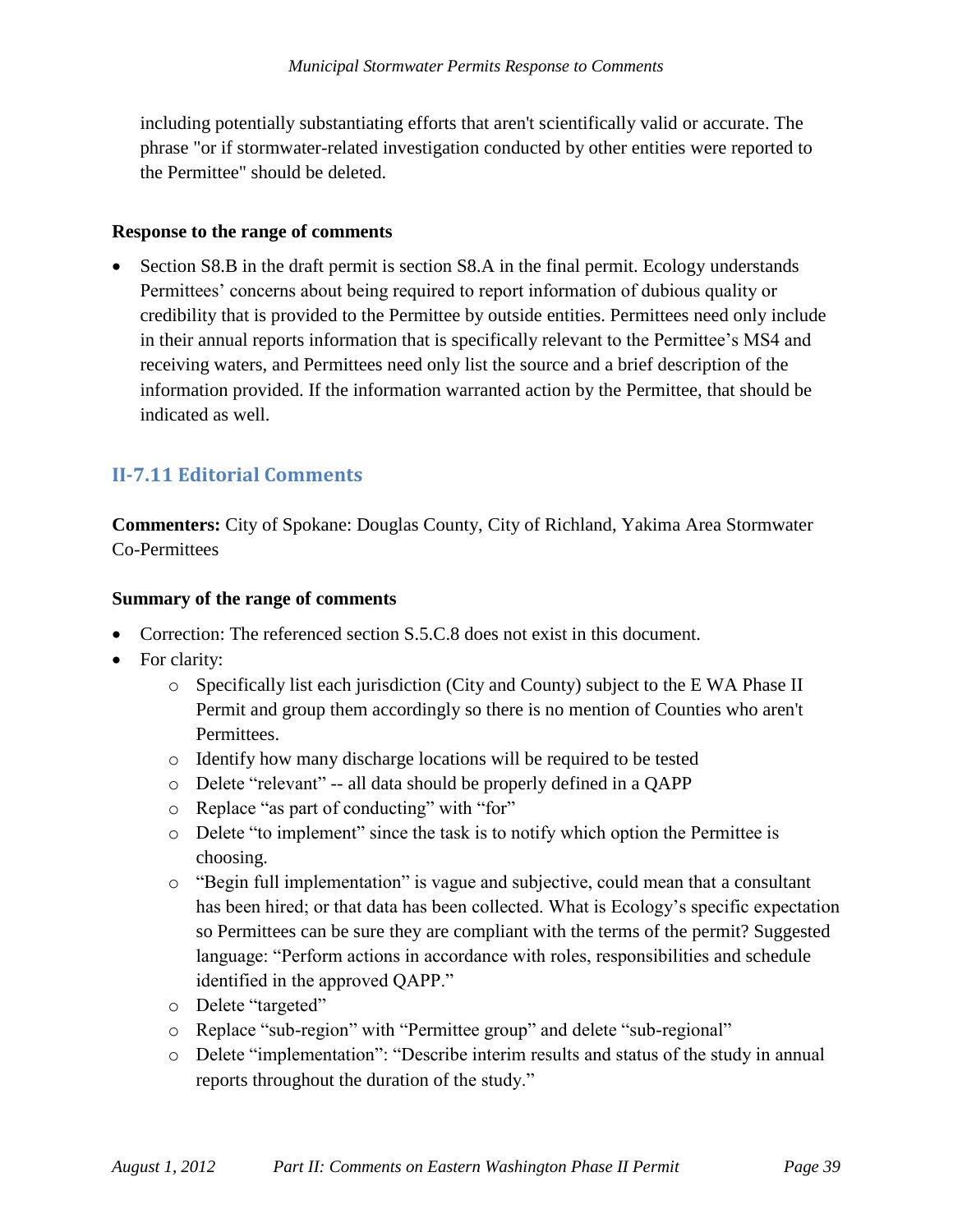including potentially substantiating efforts that aren't scientifically valid or accurate. The phrase "or if stormwater-related investigation conducted by other entities were reported to the Permittee" should be deleted.

**Response to the range of comments**

- Section S8.B in the draft permit is section S8.A in the final permit. Ecology understands Permittees' concerns about being required to report information of dubious quality or credibility that is provided to the Permittee by outside entities. Permittees need only include in their annual reports information that is specifically relevant to the Permittee's MS4 and receiving waters, and Permittees need only list the source and a brief description of the information provided. If the information warranted action by the Permittee, that should be indicated as well.

## II-7.11 Editorial Comments

**Commenters:** City of Spokane: Douglas County, City of Richland, Yakima Area Stormwater Co-Permittees

**Summary of the range of comments**

- Correction: The referenced section S.5.C.8 does not exist in this document.
- For clarity:
  - Specifically list each jurisdiction (City and County) subject to the E WA Phase II Permit and group them accordingly so there is no mention of Counties who aren't Permittees.
  - Identify how many discharge locations will be required to be tested
  - Delete "relevant" -- all data should be properly defined in a QAPP
  - Replace "as part of conducting" with "for"
  - Delete "to implement" since the task is to notify which option the Permittee is choosing.
  - "Begin full implementation" is vague and subjective, could mean that a consultant has been hired; or that data has been collected. What is Ecology's specific expectation so Permittees can be sure they are compliant with the terms of the permit? Suggested language: "Perform actions in accordance with roles, responsibilities and schedule identified in the approved QAPP."
  - Delete "targeted"
  - Replace "sub-region" with "Permittee group" and delete "sub-regional"
  - Delete "implementation": "Describe interim results and status of the study in annual reports throughout the duration of the study."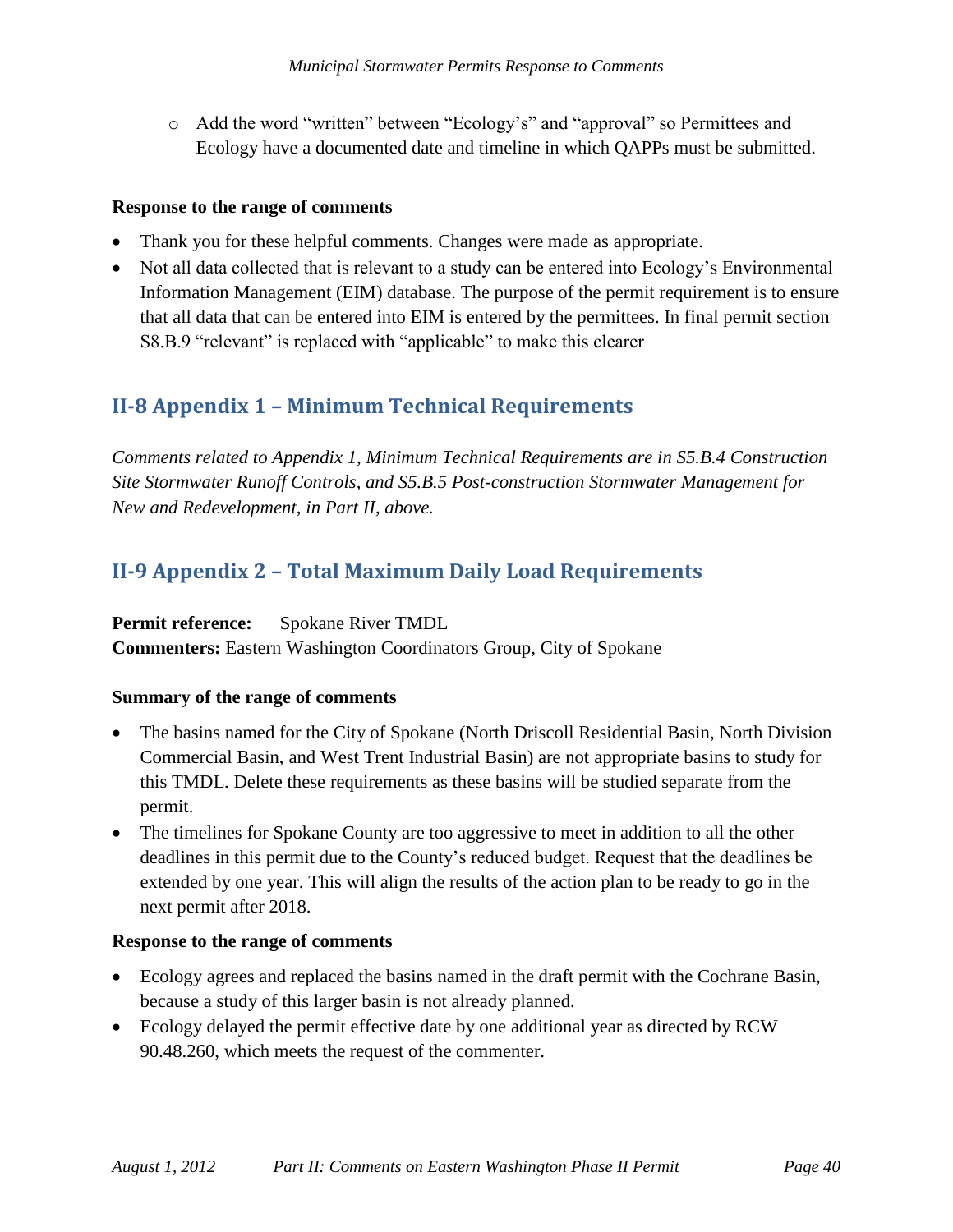- Add the word "written" between "Ecology's" and "approval" so Permittees and Ecology have a documented date and timeline in which QAPPs must be submitted.

**Response to the range of comments**

- Thank you for these helpful comments. Changes were made as appropriate.
- Not all data collected that is relevant to a study can be entered into Ecology's Environmental Information Management (EIM) database. The purpose of the permit requirement is to ensure that all data that can be entered into EIM is entered by the permittees. In final permit section S8.B.9 "relevant" is replaced with "applicable" to make this clearer

## II-8 Appendix 1 – Minimum Technical Requirements

*Comments related to Appendix 1, Minimum Technical Requirements are in S5.B.4 Construction Site Stormwater Runoff Controls, and S5.B.5 Post-construction Stormwater Management for New and Redevelopment, in Part II, above.*

## II-9 Appendix 2 – Total Maximum Daily Load Requirements

**Permit reference:** Spokane River TMDL
**Commenters:** Eastern Washington Coordinators Group, City of Spokane

**Summary of the range of comments**

- The basins named for the City of Spokane (North Driscoll Residential Basin, North Division Commercial Basin, and West Trent Industrial Basin) are not appropriate basins to study for this TMDL. Delete these requirements as these basins will be studied separate from the permit.
- The timelines for Spokane County are too aggressive to meet in addition to all the other deadlines in this permit due to the County's reduced budget. Request that the deadlines be extended by one year. This will align the results of the action plan to be ready to go in the next permit after 2018.

**Response to the range of comments**

- Ecology agrees and replaced the basins named in the draft permit with the Cochrane Basin, because a study of this larger basin is not already planned.
- Ecology delayed the permit effective date by one additional year as directed by RCW 90.48.260, which meets the request of the commenter.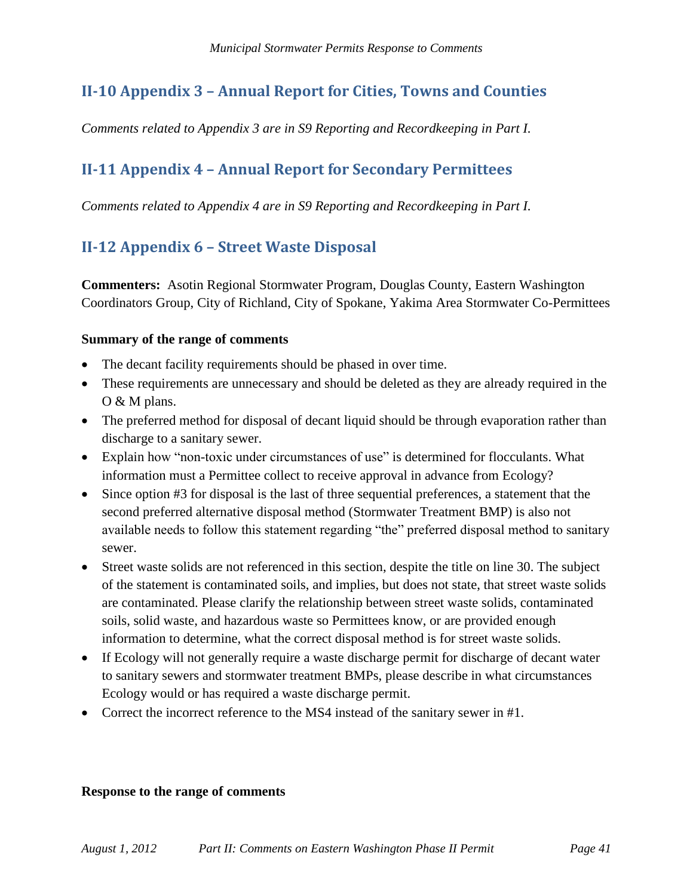## II-10 Appendix 3 – Annual Report for Cities, Towns and Counties

*Comments related to Appendix 3 are in S9 Reporting and Recordkeeping in Part I.*

## II-11 Appendix 4 – Annual Report for Secondary Permittees

*Comments related to Appendix 4 are in S9 Reporting and Recordkeeping in Part I.*

## II-12 Appendix 6 – Street Waste Disposal

**Commenters:** Asotin Regional Stormwater Program, Douglas County, Eastern Washington Coordinators Group, City of Richland, City of Spokane, Yakima Area Stormwater Co-Permittees

**Summary of the range of comments**

- The decant facility requirements should be phased in over time.
- These requirements are unnecessary and should be deleted as they are already required in the O & M plans.
- The preferred method for disposal of decant liquid should be through evaporation rather than discharge to a sanitary sewer.
- Explain how "non-toxic under circumstances of use" is determined for flocculants. What information must a Permittee collect to receive approval in advance from Ecology?
- Since option #3 for disposal is the last of three sequential preferences, a statement that the second preferred alternative disposal method (Stormwater Treatment BMP) is also not available needs to follow this statement regarding "the" preferred disposal method to sanitary sewer.
- Street waste solids are not referenced in this section, despite the title on line 30. The subject of the statement is contaminated soils, and implies, but does not state, that street waste solids are contaminated. Please clarify the relationship between street waste solids, contaminated soils, solid waste, and hazardous waste so Permittees know, or are provided enough information to determine, what the correct disposal method is for street waste solids.
- If Ecology will not generally require a waste discharge permit for discharge of decant water to sanitary sewers and stormwater treatment BMPs, please describe in what circumstances Ecology would or has required a waste discharge permit.
- Correct the incorrect reference to the MS4 instead of the sanitary sewer in #1.

**Response to the range of comments**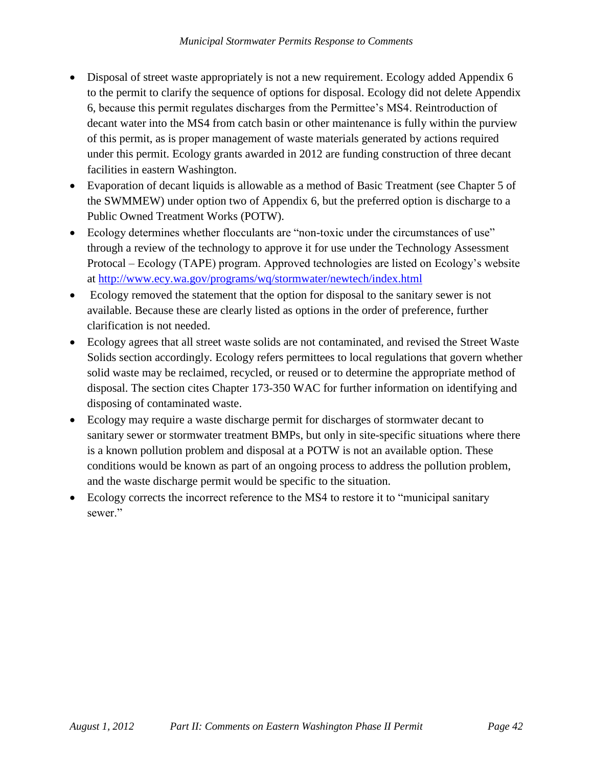- Disposal of street waste appropriately is not a new requirement. Ecology added Appendix 6 to the permit to clarify the sequence of options for disposal. Ecology did not delete Appendix 6, because this permit regulates discharges from the Permittee's MS4. Reintroduction of decant water into the MS4 from catch basin or other maintenance is fully within the purview of this permit, as is proper management of waste materials generated by actions required under this permit. Ecology grants awarded in 2012 are funding construction of three decant facilities in eastern Washington.
- Evaporation of decant liquids is allowable as a method of Basic Treatment (see Chapter 5 of the SWMMEW) under option two of Appendix 6, but the preferred option is discharge to a Public Owned Treatment Works (POTW).
- Ecology determines whether flocculants are "non-toxic under the circumstances of use" through a review of the technology to approve it for use under the Technology Assessment Protocal – Ecology (TAPE) program. Approved technologies are listed on Ecology's website at http://www.ecy.wa.gov/programs/wq/stormwater/newtech/index.html
- Ecology removed the statement that the option for disposal to the sanitary sewer is not available. Because these are clearly listed as options in the order of preference, further clarification is not needed.
- Ecology agrees that all street waste solids are not contaminated, and revised the Street Waste Solids section accordingly. Ecology refers permittees to local regulations that govern whether solid waste may be reclaimed, recycled, or reused or to determine the appropriate method of disposal. The section cites Chapter 173-350 WAC for further information on identifying and disposing of contaminated waste.
- Ecology may require a waste discharge permit for discharges of stormwater decant to sanitary sewer or stormwater treatment BMPs, but only in site-specific situations where there is a known pollution problem and disposal at a POTW is not an available option. These conditions would be known as part of an ongoing process to address the pollution problem, and the waste discharge permit would be specific to the situation.
- Ecology corrects the incorrect reference to the MS4 to restore it to "municipal sanitary sewer."